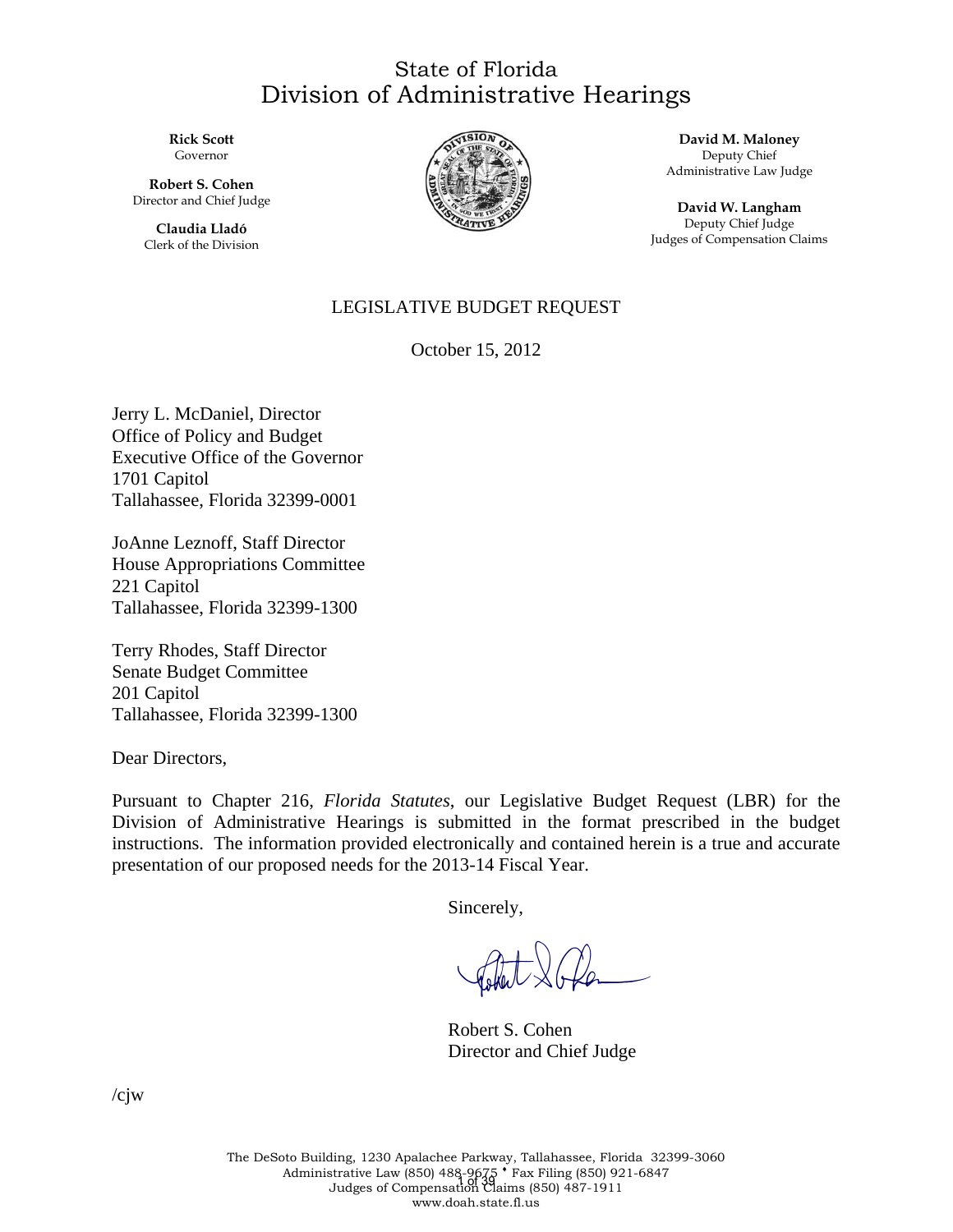# State of Florida
# Division of Administrative Hearings

**Rick Scott**
Governor

**Robert S. Cohen**
Director and Chief Judge

**Claudia Lladó**
Clerk of the Division

**David M. Maloney**
Deputy Chief
Administrative Law Judge

**David W. Langham**
Deputy Chief Judge
Judges of Compensation Claims

LEGISLATIVE BUDGET REQUEST

October 15, 2012

Jerry L. McDaniel, Director
Office of Policy and Budget
Executive Office of the Governor
1701 Capitol
Tallahassee, Florida 32399-0001

JoAnne Leznoff, Staff Director
House Appropriations Committee
221 Capitol
Tallahassee, Florida 32399-1300

Terry Rhodes, Staff Director
Senate Budget Committee
201 Capitol
Tallahassee, Florida 32399-1300

Dear Directors,

Pursuant to Chapter 216, *Florida Statutes*, our Legislative Budget Request (LBR) for the Division of Administrative Hearings is submitted in the format prescribed in the budget instructions. The information provided electronically and contained herein is a true and accurate presentation of our proposed needs for the 2013-14 Fiscal Year.

Sincerely,

Robert S. Cohen
Director and Chief Judge

/cjw

The DeSoto Building, 1230 Apalachee Parkway, Tallahassee, Florida 32399-3060
Administrative Law (850) 488-9675 • Fax Filing (850) 921-6847
Judges of Compensation Claims (850) 487-1911
www.doah.state.fl.us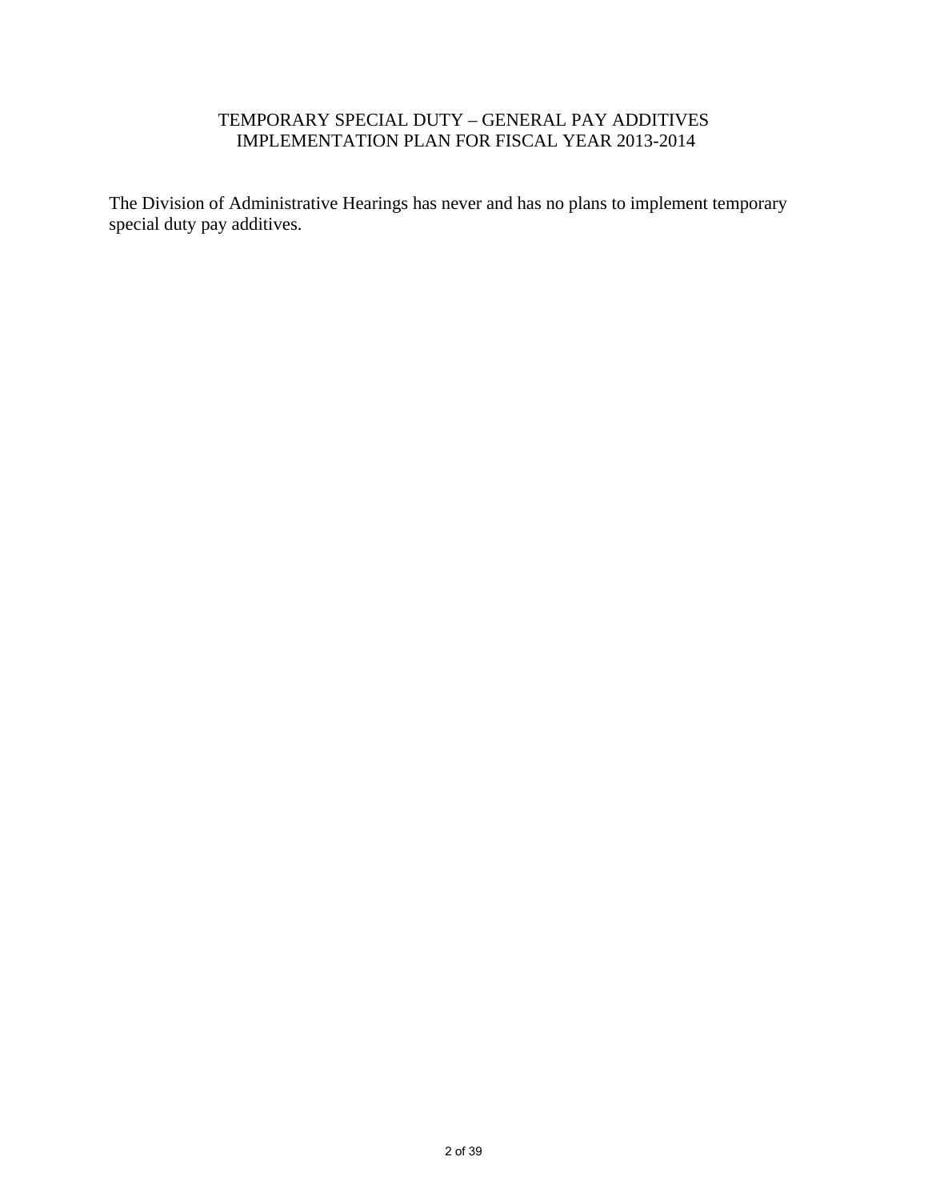# TEMPORARY SPECIAL DUTY – GENERAL PAY ADDITIVES
# IMPLEMENTATION PLAN FOR FISCAL YEAR 2013-2014

The Division of Administrative Hearings has never and has no plans to implement temporary special duty pay additives.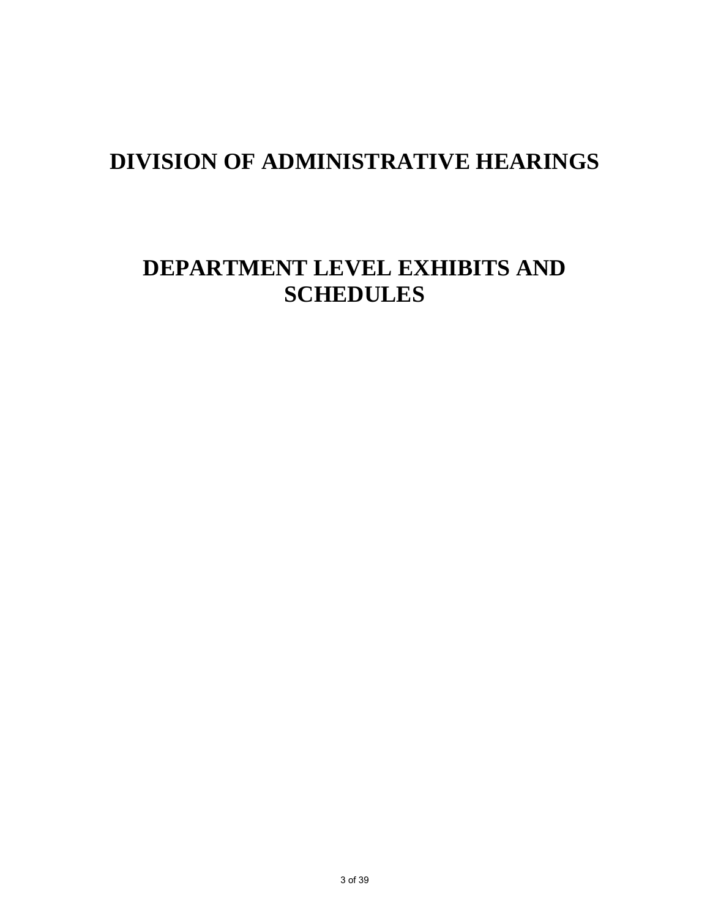# DIVISION OF ADMINISTRATIVE HEARINGS

# DEPARTMENT LEVEL EXHIBITS AND SCHEDULES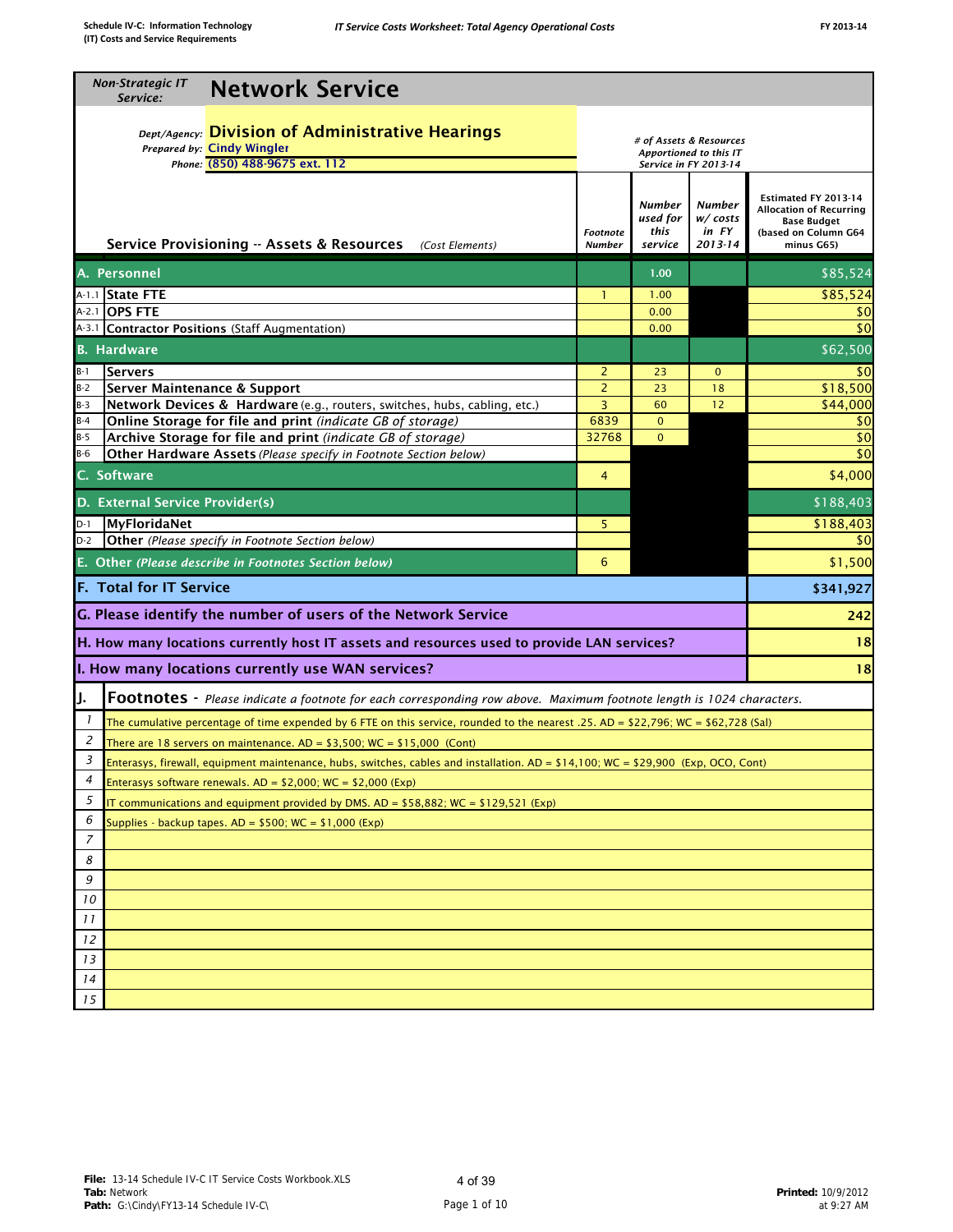Schedule IV-C: Information Technology (IT) Costs and Service Requirements

*IT Service Costs Worksheet: Total Agency Operational Costs*

FY 2013-14

# Network Service

*Non-Strategic IT Service:* **Network Service**

*Dept/Agency:* **Division of Administrative Hearings**
*Prepared by:* Cindy Wingler
*Phone:* (850) 488-9675 ext. 112

| | Service Provisioning -- Assets & Resources *(Cost Elements)* | Footnote Number | # of Assets & Resources Apportioned to this IT Service in FY 2013-14 | | Estimated FY 2013-14 Allocation of Recurring Base Budget (based on Column G64 minus G65) |
|---|---|---|---|---|---|
| | | | Number used for this service | Number w/ costs in FY 2013-14 | |
| **A.** | **Personnel** | | 1.00 | | $85,524 |
| A-1.1 | **State FTE** | 1 | 1.00 | | $85,524 |
| A-2.1 | **OPS FTE** | | 0.00 | | $0 |
| A-3.1 | **Contractor Positions** (Staff Augmentation) | | 0.00 | | $0 |
| **B.** | **Hardware** | | | | $62,500 |
| B-1 | **Servers** | 2 | 23 | 0 | $0 |
| B-2 | **Server Maintenance & Support** | 2 | 23 | 18 | $18,500 |
| B-3 | **Network Devices & Hardware** (e.g., routers, switches, hubs, cabling, etc.) | 3 | 60 | 12 | $44,000 |
| B-4 | **Online Storage for file and print** *(indicate GB of storage)* | 6839 | 0 | | $0 |
| B-5 | **Archive Storage for file and print** *(indicate GB of storage)* | 32768 | 0 | | $0 |
| B-6 | **Other Hardware Assets** *(Please specify in Footnote Section below)* | | | | $0 |
| **C.** | **Software** | 4 | | | $4,000 |
| **D.** | **External Service Provider(s)** | | | | $188,403 |
| D-1 | **MyFloridaNet** | 5 | | | $188,403 |
| D-2 | **Other** *(Please specify in Footnote Section below)* | | | | $0 |
| **E.** | **Other** *(Please describe in Footnotes Section below)* | 6 | | | $1,500 |
| **F.** | **Total for IT Service** | | | | **$341,927** |
| **G.** | **Please identify the number of users of the Network Service** | | | | **242** |
| **H.** | **How many locations currently host IT assets and resources used to provide LAN services?** | | | | **18** |
| **I.** | **How many locations currently use WAN services?** | | | | **18** |

**J. Footnotes** - *Please indicate a footnote for each corresponding row above. Maximum footnote length is 1024 characters.*

| # | Footnote |
|---|---|
| 1 | The cumulative percentage of time expended by 6 FTE on this service, rounded to the nearest .25. AD = $22,796; WC = $62,728 (Sal) |
| 2 | There are 18 servers on maintenance. AD = $3,500; WC = $15,000 (Cont) |
| 3 | Enterasys, firewall, equipment maintenance, hubs, switches, cables and installation. AD = $14,100; WC = $29,900 (Exp, OCO, Cont) |
| 4 | Enterasys software renewals. AD = $2,000; WC = $2,000 (Exp) |
| 5 | IT communications and equipment provided by DMS. AD = $58,882; WC = $129,521 (Exp) |
| 6 | Supplies - backup tapes. AD = $500; WC = $1,000 (Exp) |
| 7 | |
| 8 | |
| 9 | |
| 10 | |
| 11 | |
| 12 | |
| 13 | |
| 14 | |
| 15 | |

**File:** 13-14 Schedule IV-C IT Service Costs Workbook.XLS
**Tab:** Network
**Path:** G:\Cindy\FY13-14 Schedule IV-C\

**Printed:** 10/9/2012 at 9:27 AM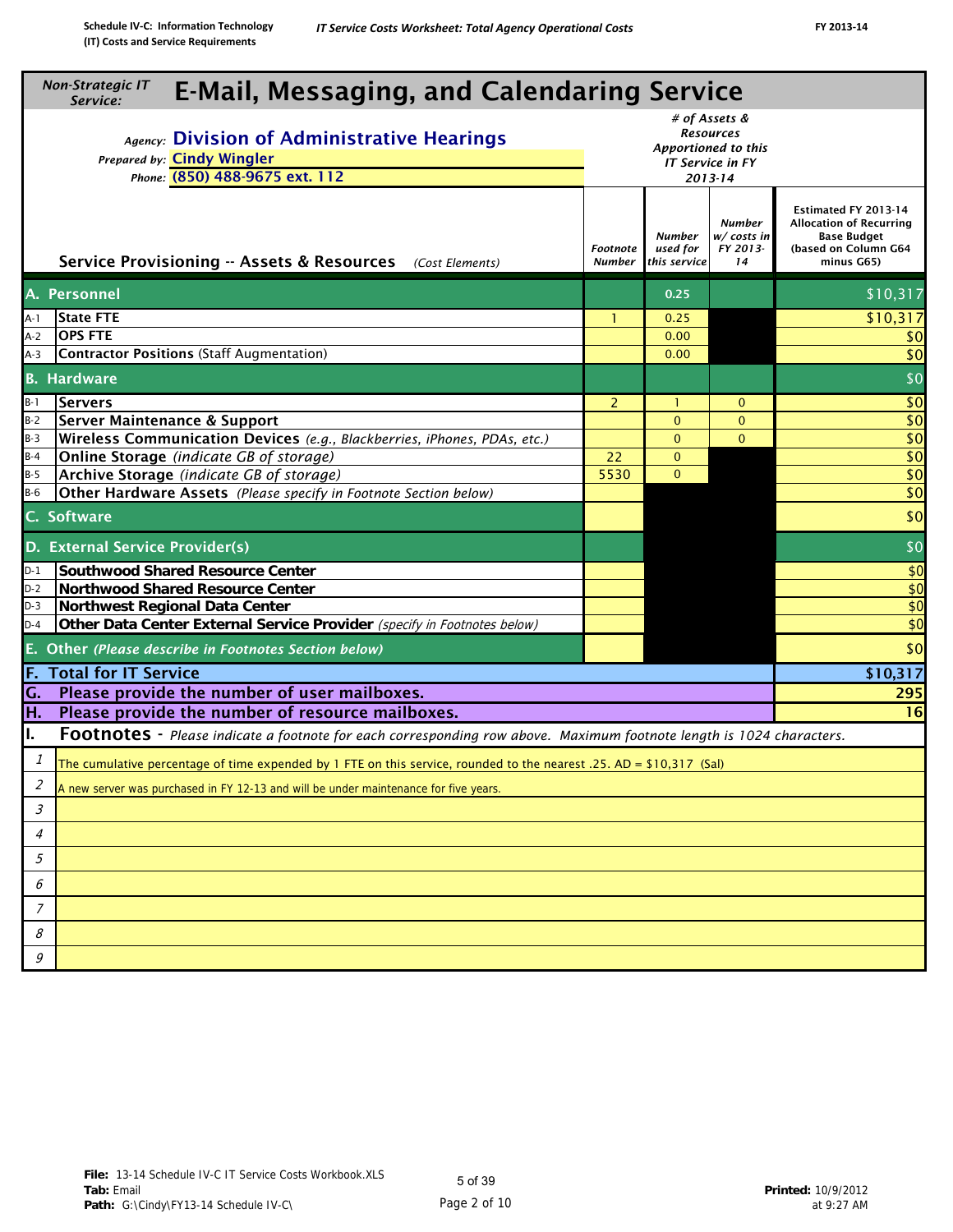Schedule IV-C: Information Technology (IT) Costs and Service Requirements

*IT Service Costs Worksheet: Total Agency Operational Costs*

FY 2013-14

*Non-Strategic IT Service:*

# E-Mail, Messaging, and Calendaring Service

*Agency:* **Division of Administrative Hearings**
*Prepared by:* Cindy Wingler
*Phone:* (850) 488-9675 ext. 112

| | Service Provisioning -- Assets & Resources *(Cost Elements)* | Footnote Number | # of Assets & Resources Apportioned to this IT Service in FY 2013-14 — Number used for this service | Number w/ costs in FY 2013-14 | Estimated FY 2013-14 Allocation of Recurring Base Budget (based on Column G64 minus G65) |
|---|---|---|---|---|---|
| **A.** | **Personnel** | | 0.25 | | $10,317 |
| A-1 | **State FTE** | 1 | 0.25 | | $10,317 |
| A-2 | **OPS FTE** | | 0.00 | | $0 |
| A-3 | **Contractor Positions** (Staff Augmentation) | | 0.00 | | $0 |
| **B.** | **Hardware** | | | | $0 |
| B-1 | **Servers** | 2 | 1 | 0 | $0 |
| B-2 | **Server Maintenance & Support** | | 0 | 0 | $0 |
| B-3 | **Wireless Communication Devices** *(e.g., Blackberries, iPhones, PDAs, etc.)* | | 0 | 0 | $0 |
| B-4 | **Online Storage** *(indicate GB of storage)* | 22 | 0 | | $0 |
| B-5 | **Archive Storage** *(indicate GB of storage)* | 5530 | 0 | | $0 |
| B-6 | **Other Hardware Assets** *(Please specify in Footnote Section below)* | | | | $0 |
| **C.** | **Software** | | | | $0 |
| **D.** | **External Service Provider(s)** | | | | $0 |
| D-1 | **Southwood Shared Resource Center** | | | | $0 |
| D-2 | **Northwood Shared Resource Center** | | | | $0 |
| D-3 | **Northwest Regional Data Center** | | | | $0 |
| D-4 | **Other Data Center External Service Provider** *(specify in Footnotes below)* | | | | $0 |
| **E.** | **Other** *(Please describe in Footnotes Section below)* | | | | $0 |
| **F.** | **Total for IT Service** | | | | **$10,317** |
| **G.** | **Please provide the number of user mailboxes.** | | | | **295** |
| **H.** | **Please provide the number of resource mailboxes.** | | | | **16** |

**I. Footnotes** - *Please indicate a footnote for each corresponding row above. Maximum footnote length is 1024 characters.*

1. The cumulative percentage of time expended by 1 FTE on this service, rounded to the nearest .25. AD = $10,317 (Sal)
2. A new server was purchased in FY 12-13 and will be under maintenance for five years.
3. 
4. 
5. 
6. 
7. 
8. 
9. 

**File:** 13-14 Schedule IV-C IT Service Costs Workbook.XLS
**Tab:** Email
**Path:** G:\Cindy\FY13-14 Schedule IV-C\

Page 2 of 10

**Printed:** 10/9/2012 at 9:27 AM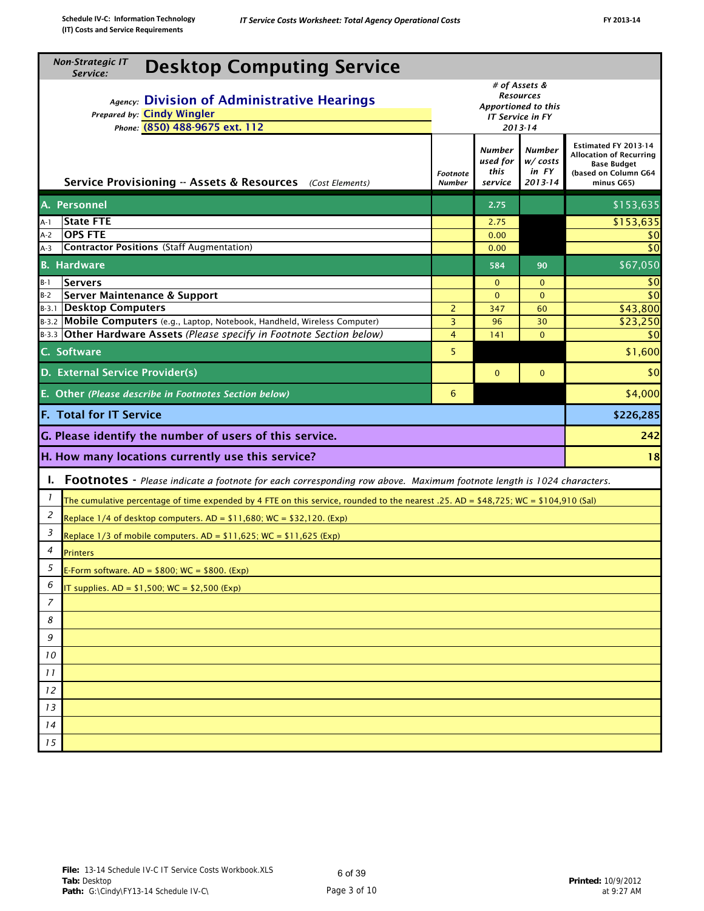Schedule IV-C: Information Technology (IT) Costs and Service Requirements

*IT Service Costs Worksheet: Total Agency Operational Costs*

FY 2013-14

*Non-Strategic IT Service:*

# Desktop Computing Service

*Agency:* **Division of Administrative Hearings**
*Prepared by:* Cindy Wingler
*Phone:* (850) 488-9675 ext. 112

| | Service Provisioning -- Assets & Resources *(Cost Elements)* | Footnote Number | # of Assets & Resources Apportioned to this IT Service in FY 2013-14: Number used for this service | Number w/ costs in FY 2013-14 | Estimated FY 2013-14 Allocation of Recurring Base Budget (based on Column G64 minus G65) |
|---|---|---|---|---|---|
| **A.** | **Personnel** | | 2.75 | | $153,635 |
| A-1 | **State FTE** | | 2.75 | | $153,635 |
| A-2 | **OPS FTE** | | 0.00 | | $0 |
| A-3 | **Contractor Positions** (Staff Augmentation) | | 0.00 | | $0 |
| **B.** | **Hardware** | | 584 | 90 | $67,050 |
| B-1 | **Servers** | | 0 | 0 | $0 |
| B-2 | **Server Maintenance & Support** | | 0 | 0 | $0 |
| B-3.1 | **Desktop Computers** | 2 | 347 | 60 | $43,800 |
| B-3.2 | **Mobile Computers** (e.g., Laptop, Notebook, Handheld, Wireless Computer) | 3 | 96 | 30 | $23,250 |
| B-3.3 | **Other Hardware Assets** *(Please specify in Footnote Section below)* | 4 | 141 | 0 | $0 |
| **C.** | **Software** | 5 | | | $1,600 |
| **D.** | **External Service Provider(s)** | | 0 | 0 | $0 |
| **E.** | **Other** *(Please describe in Footnotes Section below)* | 6 | | | $4,000 |
| **F.** | **Total for IT Service** | | | | **$226,285** |
| **G.** | **Please identify the number of users of this service.** | | | | **242** |
| **H.** | **How many locations currently use this service?** | | | | **18** |

## I. Footnotes - *Please indicate a footnote for each corresponding row above. Maximum footnote length is 1024 characters.*

| # | Footnote |
|---|---|
| 1 | The cumulative percentage of time expended by 4 FTE on this service, rounded to the nearest .25. AD = $48,725; WC = $104,910 (Sal) |
| 2 | Replace 1/4 of desktop computers. AD = $11,680; WC = $32,120. (Exp) |
| 3 | Replace 1/3 of mobile computers. AD = $11,625; WC = $11,625 (Exp) |
| 4 | Printers |
| 5 | E-Form software. AD = $800; WC = $800. (Exp) |
| 6 | IT supplies. AD = $1,500; WC = $2,500 (Exp) |
| 7 | |
| 8 | |
| 9 | |
| 10 | |
| 11 | |
| 12 | |
| 13 | |
| 14 | |
| 15 | |

**File:** 13-14 Schedule IV-C IT Service Costs Workbook.XLS
**Tab:** Desktop
**Path:** G:\Cindy\FY13-14 Schedule IV-C\

Page 3 of 10

**Printed:** 10/9/2012 at 9:27 AM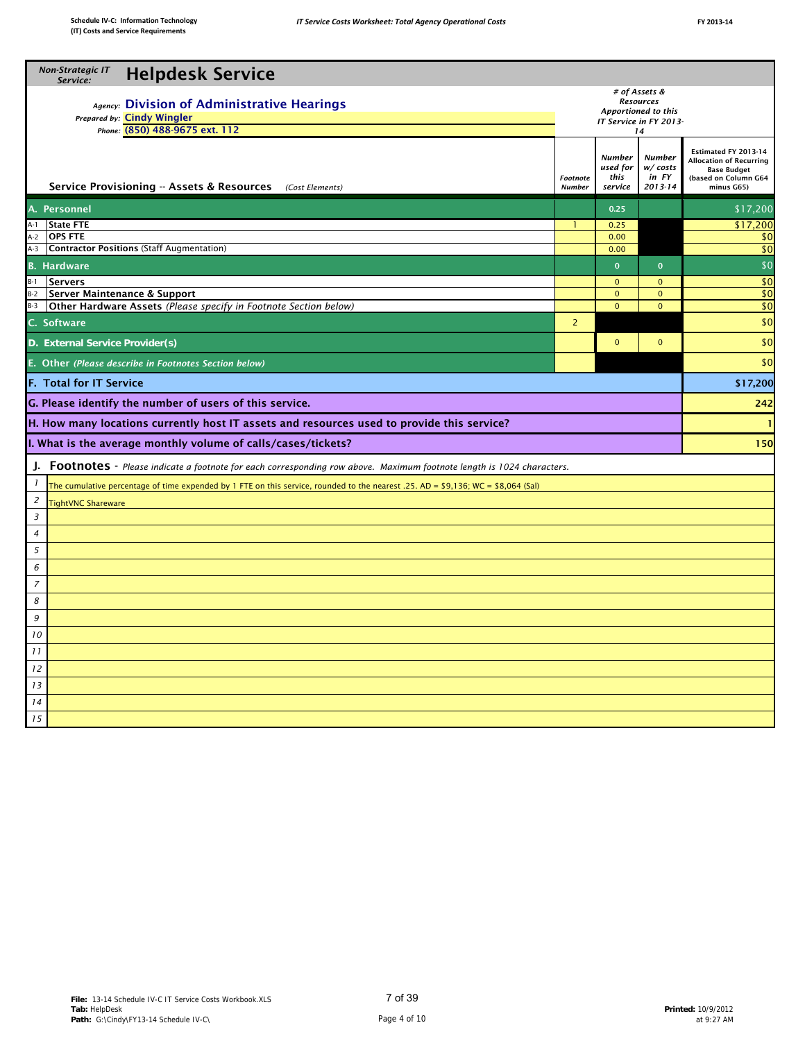*Non-Strategic IT Service:*

# Helpdesk Service

*Agency:* **Division of Administrative Hearings**
*Prepared by:* **Cindy Wingler**
*Phone:* **(850) 488-9675 ext. 112**

| Service Provisioning -- Assets & Resources *(Cost Elements)* | | Footnote Number | # of Assets & Resources Apportioned to this IT Service in FY 2013-14 | | Estimated FY 2013-14 Allocation of Recurring Base Budget (based on Column G64 minus G65) |
|---|---|---|---|---|---|
| | | | Number used for this service | Number w/ costs in FY 2013-14 | |
| **A. Personnel** | | | 0.25 | | $17,200 |
| A-1 | **State FTE** | 1 | 0.25 | | $17,200 |
| A-2 | **OPS FTE** | | 0.00 | | $0 |
| A-3 | **Contractor Positions** (Staff Augmentation) | | 0.00 | | $0 |
| **B. Hardware** | | | 0 | 0 | $0 |
| B-1 | **Servers** | | 0 | 0 | $0 |
| B-2 | **Server Maintenance & Support** | | 0 | 0 | $0 |
| B-3 | **Other Hardware Assets** *(Please specify in Footnote Section below)* | | 0 | 0 | $0 |
| **C. Software** | | 2 | | | $0 |
| **D. External Service Provider(s)** | | | 0 | 0 | $0 |
| **E. Other** *(Please describe in Footnotes Section below)* | | | | | $0 |
| **F. Total for IT Service** | | | | | **$17,200** |
| **G. Please identify the number of users of this service.** | | | | | **242** |
| **H. How many locations currently host IT assets and resources used to provide this service?** | | | | | **1** |
| **I. What is the average monthly volume of calls/cases/tickets?** | | | | | **150** |

**J. Footnotes** - *Please indicate a footnote for each corresponding row above. Maximum footnote length is 1024 characters.*

| # | Footnote |
|---|---|
| 1 | The cumulative percentage of time expended by 1 FTE on this service, rounded to the nearest .25. AD = $9,136; WC = $8,064 (Sal) |
| 2 | TightVNC Shareware |
| 3 | |
| 4 | |
| 5 | |
| 6 | |
| 7 | |
| 8 | |
| 9 | |
| 10 | |
| 11 | |
| 12 | |
| 13 | |
| 14 | |
| 15 | |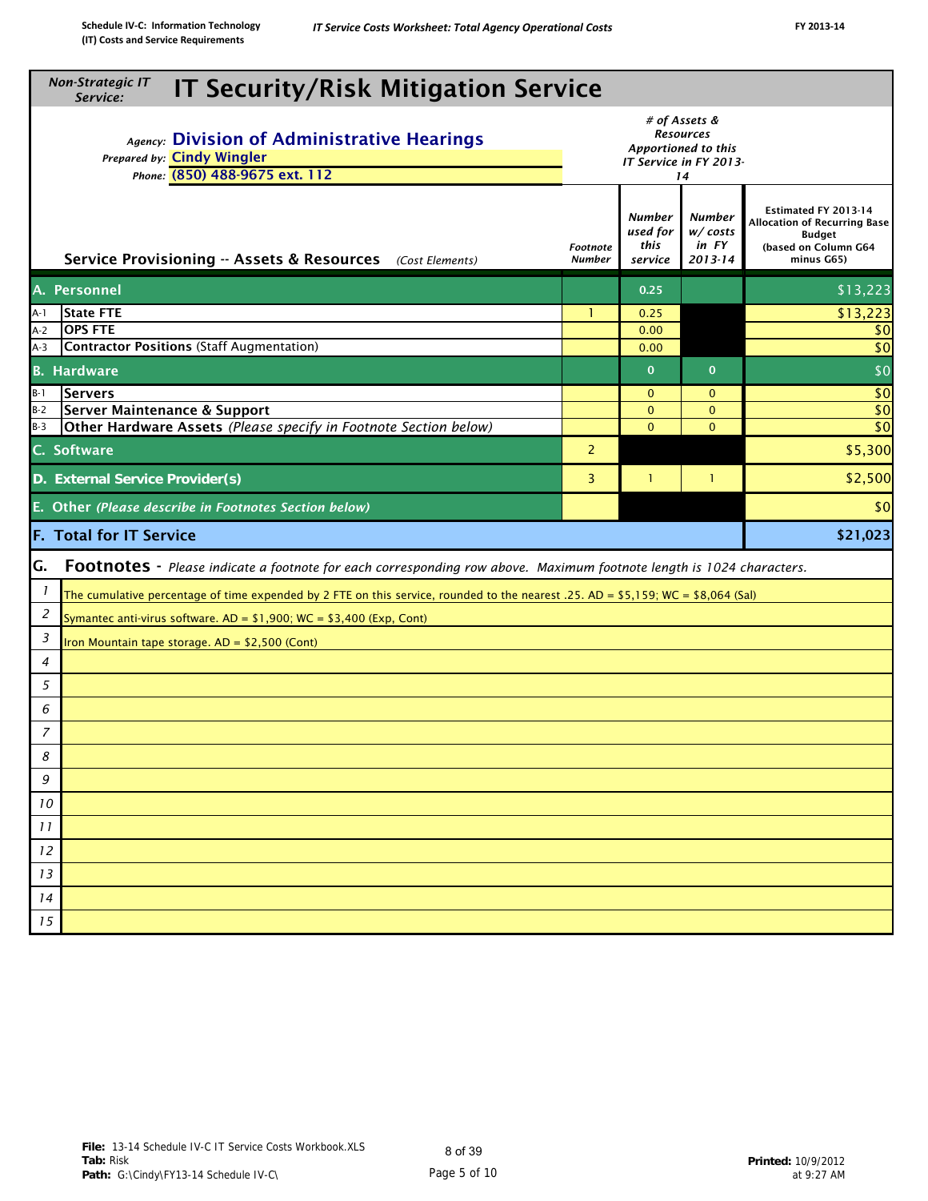**Schedule IV-C: Information Technology (IT) Costs and Service Requirements** | *IT Service Costs Worksheet: Total Agency Operational Costs* | FY 2013-14

## *Non-Strategic IT Service:* IT Security/Risk Mitigation Service

*Agency:* **Division of Administrative Hearings**
*Prepared by:* **Cindy Wingler**
*Phone:* **(850) 488-9675 ext. 112**

| | **Service Provisioning -- Assets & Resources** *(Cost Elements)* | *Footnote Number* | *# of Assets & Resources Apportioned to this IT Service in FY 2013-14* — *Number used for this service* | *Number w/ costs in FY 2013-14* | **Estimated FY 2013-14 Allocation of Recurring Base Budget (based on Column G64 minus G65)** |
|---|---|---|---|---|---|
| **A.** | **Personnel** | | 0.25 | | $13,223 |
| A-1 | **State FTE** | 1 | 0.25 | | $13,223 |
| A-2 | **OPS FTE** | | 0.00 | | $0 |
| A-3 | **Contractor Positions** (Staff Augmentation) | | 0.00 | | $0 |
| **B.** | **Hardware** | | 0 | 0 | $0 |
| B-1 | **Servers** | | 0 | 0 | $0 |
| B-2 | **Server Maintenance & Support** | | 0 | 0 | $0 |
| B-3 | **Other Hardware Assets** *(Please specify in Footnote Section below)* | | 0 | 0 | $0 |
| **C.** | **Software** | 2 | | | $5,300 |
| **D.** | **External Service Provider(s)** | 3 | 1 | 1 | $2,500 |
| **E.** | **Other** *(Please describe in Footnotes Section below)* | | | | $0 |
| **F.** | **Total for IT Service** | | | | **$21,023** |

**G. Footnotes** - *Please indicate a footnote for each corresponding row above. Maximum footnote length is 1024 characters.*

| | |
|---|---|
| 1 | The cumulative percentage of time expended by 2 FTE on this service, rounded to the nearest .25. AD = $5,159; WC = $8,064 (Sal) |
| 2 | Symantec anti-virus software. AD = $1,900; WC = $3,400 (Exp, Cont) |
| 3 | Iron Mountain tape storage. AD = $2,500 (Cont) |
| 4 | |
| 5 | |
| 6 | |
| 7 | |
| 8 | |
| 9 | |
| 10 | |
| 11 | |
| 12 | |
| 13 | |
| 14 | |
| 15 | |

**File:** 13-14 Schedule IV-C IT Service Costs Workbook.XLS
**Tab:** Risk
**Path:** G:\Cindy\FY13-14 Schedule IV-C\
Page 5 of 10
**Printed:** 10/9/2012 at 9:27 AM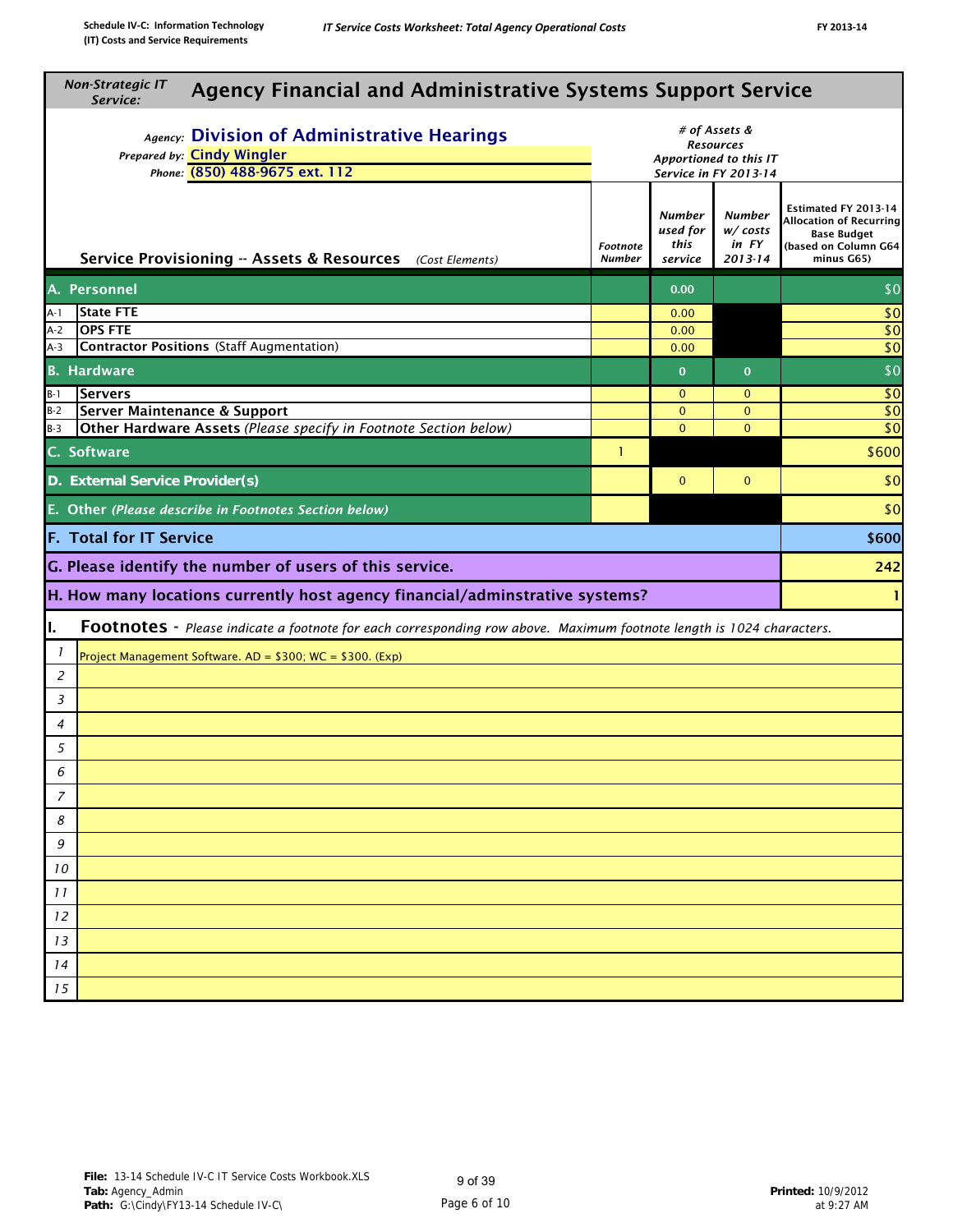Schedule IV-C: Information Technology (IT) Costs and Service Requirements

*IT Service Costs Worksheet: Total Agency Operational Costs*

FY 2013-14

## Non-Strategic IT Service: Agency Financial and Administrative Systems Support Service

**Agency:** Division of Administrative Hearings
**Prepared by:** Cindy Wingler
**Phone:** (850) 488-9675 ext. 112

| | Service Provisioning -- Assets & Resources *(Cost Elements)* | Footnote Number | # of Assets & Resources Apportioned to this IT Service in FY 2013-14: Number used for this service | Number w/ costs in FY 2013-14 | Estimated FY 2013-14 Allocation of Recurring Base Budget (based on Column G64 minus G65) |
|---|---|---|---|---|---|
| **A.** | **Personnel** | | 0.00 | | $0 |
| A-1 | State FTE | | 0.00 | | $0 |
| A-2 | OPS FTE | | 0.00 | | $0 |
| A-3 | Contractor Positions (Staff Augmentation) | | 0.00 | | $0 |
| **B.** | **Hardware** | | 0 | 0 | $0 |
| B-1 | Servers | | 0 | 0 | $0 |
| B-2 | Server Maintenance & Support | | 0 | 0 | $0 |
| B-3 | Other Hardware Assets *(Please specify in Footnote Section below)* | | 0 | 0 | $0 |
| **C.** | **Software** | 1 | | | $600 |
| **D.** | **External Service Provider(s)** | | 0 | 0 | $0 |
| **E.** | **Other** *(Please describe in Footnotes Section below)* | | | | $0 |
| **F.** | **Total for IT Service** | | | | $600 |
| **G.** | **Please identify the number of users of this service.** | | | | 242 |
| **H.** | **How many locations currently host agency financial/adminstrative systems?** | | | | 1 |

### I. Footnotes - *Please indicate a footnote for each corresponding row above. Maximum footnote length is 1024 characters.*

| # | Footnote |
|---|---|
| 1 | Project Management Software. AD = $300; WC = $300. (Exp) |
| 2 | |
| 3 | |
| 4 | |
| 5 | |
| 6 | |
| 7 | |
| 8 | |
| 9 | |
| 10 | |
| 11 | |
| 12 | |
| 13 | |
| 14 | |
| 15 | |

**File:** 13-14 Schedule IV-C IT Service Costs Workbook.XLS
**Tab:** Agency_Admin
**Path:** G:\Cindy\FY13-14 Schedule IV-C\

Page 6 of 10

**Printed:** 10/9/2012 at 9:27 AM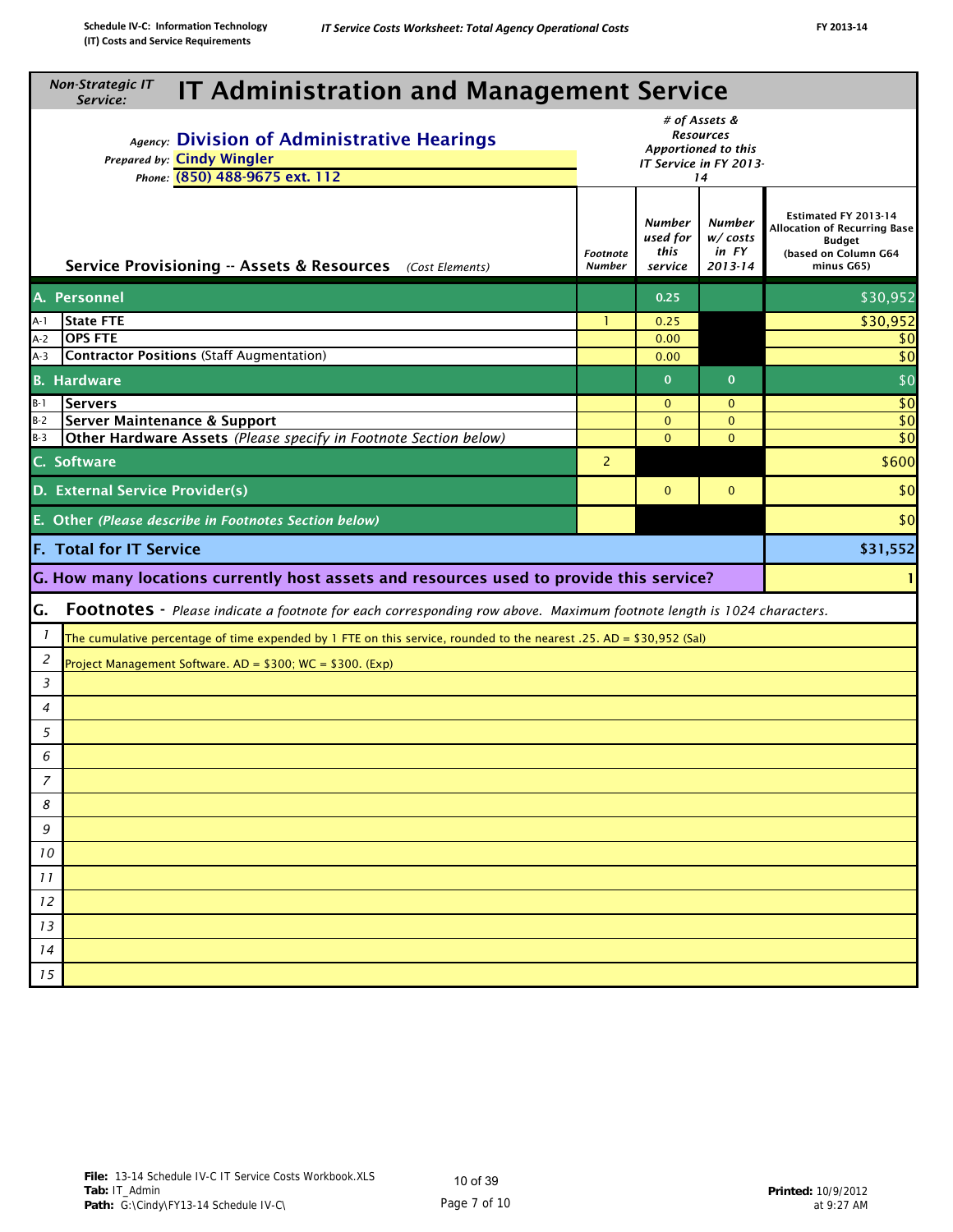Schedule IV-C: Information Technology (IT) Costs and Service Requirements

*IT Service Costs Worksheet: Total Agency Operational Costs*

FY 2013-14

*Non-Strategic IT Service:*

# IT Administration and Management Service

*Agency:* **Division of Administrative Hearings**
*Prepared by:* **Cindy Wingler**
*Phone:* **(850) 488-9675 ext. 112**

| | Service Provisioning -- Assets & Resources *(Cost Elements)* | *Footnote Number* | *# of Assets & Resources Apportioned to this IT Service in FY 2013-14* — *Number used for this service* | *Number w/ costs in FY 2013-14* | Estimated FY 2013-14 Allocation of Recurring Base Budget (based on Column G64 minus G65) |
|---|---|---|---|---|---|
| **A.** | **Personnel** | | 0.25 | | $30,952 |
| A-1 | **State FTE** | 1 | 0.25 | | $30,952 |
| A-2 | **OPS FTE** | | 0.00 | | $0 |
| A-3 | **Contractor Positions** (Staff Augmentation) | | 0.00 | | $0 |
| **B.** | **Hardware** | | 0 | 0 | $0 |
| B-1 | **Servers** | | 0 | 0 | $0 |
| B-2 | **Server Maintenance & Support** | | 0 | 0 | $0 |
| B-3 | **Other Hardware Assets** *(Please specify in Footnote Section below)* | | 0 | 0 | $0 |
| **C.** | **Software** | 2 | | | $600 |
| **D.** | **External Service Provider(s)** | | 0 | 0 | $0 |
| **E.** | **Other** *(Please describe in Footnotes Section below)* | | | | $0 |
| **F.** | **Total for IT Service** | | | | **$31,552** |
| **G.** | **How many locations currently host assets and resources used to provide this service?** | | | | 1 |

**G. Footnotes** - *Please indicate a footnote for each corresponding row above. Maximum footnote length is 1024 characters.*

| # | Footnote |
|---|---|
| 1 | The cumulative percentage of time expended by 1 FTE on this service, rounded to the nearest .25. AD = $30,952 (Sal) |
| 2 | Project Management Software. AD = $300; WC = $300. (Exp) |
| 3 | |
| 4 | |
| 5 | |
| 6 | |
| 7 | |
| 8 | |
| 9 | |
| 10 | |
| 11 | |
| 12 | |
| 13 | |
| 14 | |
| 15 | |

**File:** 13-14 Schedule IV-C IT Service Costs Workbook.XLS
**Tab:** IT_Admin
**Path:** G:\Cindy\FY13-14 Schedule IV-C\

Page 7 of 10

**Printed:** 10/9/2012 at 9:27 AM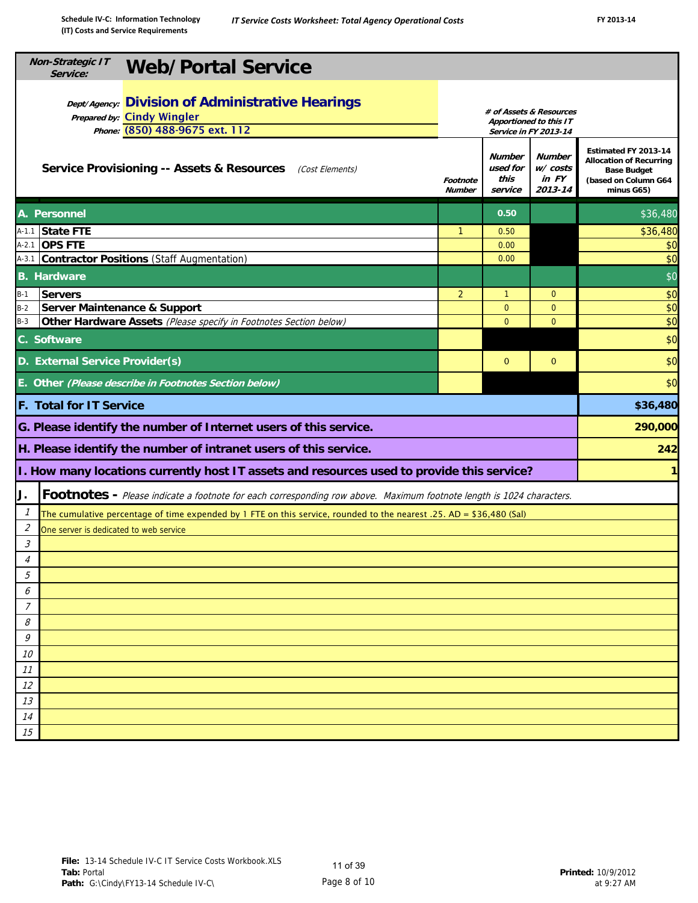**Non-Strategic IT Service:** 

# Web/Portal Service

**Dept/Agency:** Division of Administrative Hearings
**Prepared by:** Cindy Wingler
**Phone:** (850) 488-9675 ext. 112

| | Service Provisioning -- Assets & Resources *(Cost Elements)* | Footnote Number | Number used for this service | Number w/ costs in FY 2013-14 | Estimated FY 2013-14 Allocation of Recurring Base Budget (based on Column G64 minus G65) |
|---|---|---|---|---|---|
| | | | *# of Assets & Resources Apportioned to this IT Service in FY 2013-14* | | |
| **A.** | **Personnel** | | 0.50 | | $36,480 |
| A-1.1 | **State FTE** | 1 | 0.50 | | $36,480 |
| A-2.1 | **OPS FTE** | | 0.00 | | $0 |
| A-3.1 | **Contractor Positions** (Staff Augmentation) | | 0.00 | | $0 |
| **B.** | **Hardware** | | | | $0 |
| B-1 | **Servers** | 2 | 1 | 0 | $0 |
| B-2 | **Server Maintenance & Support** | | 0 | 0 | $0 |
| B-3 | **Other Hardware Assets** *(Please specify in Footnotes Section below)* | | 0 | 0 | $0 |
| **C.** | **Software** | | | | $0 |
| **D.** | **External Service Provider(s)** | | 0 | 0 | $0 |
| **E.** | **Other** *(Please describe in Footnotes Section below)* | | | | $0 |
| **F.** | **Total for IT Service** | | | | **$36,480** |
| **G.** | **Please identify the number of Internet users of this service.** | | | | **290,000** |
| **H.** | **Please identify the number of intranet users of this service.** | | | | **242** |
| **I.** | **How many locations currently host IT assets and resources used to provide this service?** | | | | **1** |

**J. Footnotes -** *Please indicate a footnote for each corresponding row above. Maximum footnote length is 1024 characters.*

| # | Footnote |
|---|---|
| 1 | The cumulative percentage of time expended by 1 FTE on this service, rounded to the nearest .25. AD = $36,480 (Sal) |
| 2 | One server is dedicated to web service |
| 3 | |
| 4 | |
| 5 | |
| 6 | |
| 7 | |
| 8 | |
| 9 | |
| 10 | |
| 11 | |
| 12 | |
| 13 | |
| 14 | |
| 15 | |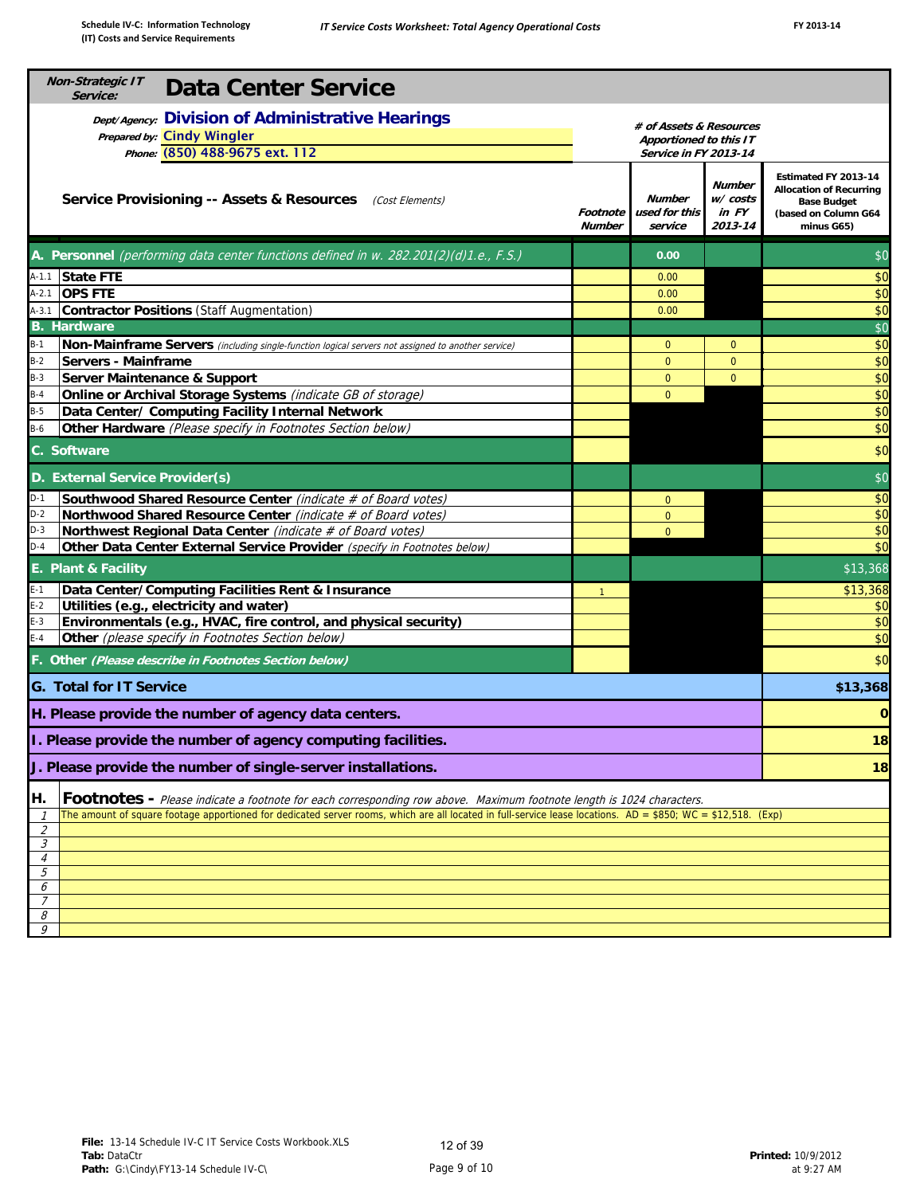**Non-Strategic IT Service:** **Data Center Service**

*Dept/Agency:* **Division of Administrative Hearings**
*Prepared by:* **Cindy Wingler**
*Phone:* **(850) 488-9675 ext. 112**

| | Service Provisioning -- Assets & Resources *(Cost Elements)* | Footnote Number | # of Assets & Resources Apportioned to this IT Service in FY 2013-14: Number used for this service | Number w/ costs in FY 2013-14 | Estimated FY 2013-14 Allocation of Recurring Base Budget (based on Column G64 minus G65) |
|---|---|---|---|---|---|
| **A.** | **Personnel** *(performing data center functions defined in w. 282.201(2)(d)1.e., F.S.)* | | 0.00 | | $0 |
| A-1.1 | **State FTE** | | 0.00 | | $0 |
| A-2.1 | **OPS FTE** | | 0.00 | | $0 |
| A-3.1 | **Contractor Positions** (Staff Augmentation) | | 0.00 | | $0 |
| **B.** | **Hardware** | | | | $0 |
| B-1 | **Non-Mainframe Servers** *(including single-function logical servers not assigned to another service)* | | 0 | 0 | $0 |
| B-2 | **Servers - Mainframe** | | 0 | 0 | $0 |
| B-3 | **Server Maintenance & Support** | | 0 | 0 | $0 |
| B-4 | **Online or Archival Storage Systems** *(indicate GB of storage)* | | 0 | | $0 |
| B-5 | **Data Center/ Computing Facility Internal Network** | | | | $0 |
| B-6 | **Other Hardware** *(Please specify in Footnotes Section below)* | | | | $0 |
| **C.** | **Software** | | | | $0 |
| **D.** | **External Service Provider(s)** | | | | $0 |
| D-1 | **Southwood Shared Resource Center** *(indicate # of Board votes)* | | 0 | | $0 |
| D-2 | **Northwood Shared Resource Center** *(indicate # of Board votes)* | | 0 | | $0 |
| D-3 | **Northwest Regional Data Center** *(indicate # of Board votes)* | | 0 | | $0 |
| D-4 | **Other Data Center External Service Provider** *(specify in Footnotes below)* | | | | $0 |
| **E.** | **Plant & Facility** | | | | $13,368 |
| E-1 | **Data Center/Computing Facilities Rent & Insurance** | 1 | | | $13,368 |
| E-2 | **Utilities (e.g., electricity and water)** | | | | $0 |
| E-3 | **Environmentals (e.g., HVAC, fire control, and physical security)** | | | | $0 |
| E-4 | **Other** *(please specify in Footnotes Section below)* | | | | $0 |
| **F.** | **Other** *(Please describe in Footnotes Section below)* | | | | $0 |
| **G.** | **Total for IT Service** | | | | **$13,368** |
| **H.** | **Please provide the number of agency data centers.** | | | | **0** |
| **I.** | **Please provide the number of agency computing facilities.** | | | | **18** |
| **J.** | **Please provide the number of single-server installations.** | | | | **18** |

**H. Footnotes -** *Please indicate a footnote for each corresponding row above. Maximum footnote length is 1024 characters.*

| # | Footnote |
|---|---|
| 1 | The amount of square footage apportioned for dedicated server rooms, which are all located in full-service lease locations. AD = $850; WC = $12,518. (Exp) |
| 2 | |
| 3 | |
| 4 | |
| 5 | |
| 6 | |
| 7 | |
| 8 | |
| 9 | |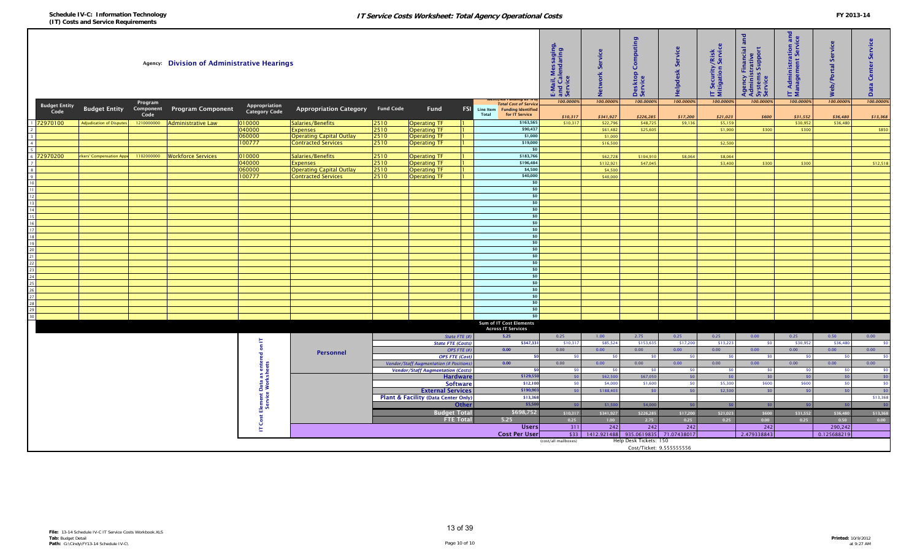**Schedule IV-C: Information Technology (IT) Costs and Service Requirements**

# IT Service Costs Worksheet: Total Agency Operational Costs

**FY 2013-14**

Agency: **Division of Administrative Hearings**

| | Budget Entity Code | Budget Entity | Program Component Code | Program Component | Appropriation Category Code | Appropriation Category | Fund Code | Fund | FSI | Line Item Total (Identified Funding as % of Total Cost of Service / Funding Identified for IT Service) | E-Mail, Messaging, and Calendaring Service | Network Service | Desktop Computing Service | Helpdesk Service | IT Security/Risk Mitigation Service | Agency Financial and Administrative Systems Support Service | IT Administration and Management Service | Web/Portal Service | Data Center Service |
|---|---|---|---|---|---|---|---|---|---|---|---|---|---|---|---|---|---|---|---|
| | | | | | | | | | | | 100.0000% | 100.0000% | 100.0000% | 100.0000% | 100.0000% | 100.0000% | 100.0000% | 100.0000% | 100.0000% |
| | | | | | | | | | | | $10,317 | $341,927 | $226,285 | $17,200 | $21,023 | $600 | $31,552 | $36,480 | $13,368 |
| 1 | 72970100 | Adjudication of Disputes | 1210000000 | Administrative Law | 010000 | Salaries/Benefits | 2510 | Operating TF | 1 | $163,565 | $10,317 | $22,796 | $48,725 | $9,136 | $5,159 | | $30,952 | $36,480 | |
| 2 | | | | | 040000 | Expenses | 2510 | Operating TF | 1 | $90,437 | | $61,482 | $25,605 | | $1,900 | $300 | $300 | | $850 |
| 3 | | | | | 060000 | Operating Capital Outlay | 2510 | Operating TF | 1 | $1,000 | | $1,000 | | | | | | | |
| 4 | | | | | 100777 | Contracted Services | 2510 | Operating TF | 1 | $19,000 | | $16,500 | | | $2,500 | | | | |
| 5 | | | | | | | | | | $0 | | | | | | | | | |
| 6 | 72970200 | Workers' Compensation Appeals | 1102000000 | Workforce Services | 010000 | Salaries/Benefits | 2510 | Operating TF | 1 | $183,766 | | $62,728 | $104,910 | $8,064 | $8,064 | | | | |
| 7 | | | | | 040000 | Expenses | 2510 | Operating TF | 1 | $196,484 | | $132,921 | $47,045 | | $3,400 | $300 | $300 | | $12,518 |
| 8 | | | | | 060000 | Operating Capital Outlay | 2510 | Operating TF | 1 | $4,500 | | $4,500 | | | | | | | |
| 9 | | | | | 100777 | Contracted Services | 2510 | Operating TF | 1 | $40,000 | | $40,000 | | | | | | | |
| 10–30 | | | | | | | | | | $0 | | | | | | | | | |

**Sum of IT Cost Elements Across IT Services** (IT Cost Element Data as entered on IT Service Worksheets)

| Category | Element | Total | E-Mail, Messaging, and Calendaring Service | Network Service | Desktop Computing Service | Helpdesk Service | IT Security/Risk Mitigation Service | Agency Financial and Administrative Systems Support Service | IT Administration and Management Service | Web/Portal Service | Data Center Service |
|---|---|---|---|---|---|---|---|---|---|---|---|
| Personnel | State FTE (#) | 5.25 | 0.25 | 1.00 | 2.75 | 0.25 | 0.25 | 0.00 | 0.25 | 0.50 | 0.00 |
| | State FTE (Costs) | $347,331 | $10,317 | $85,524 | $153,635 | $17,200 | $13,223 | $0 | $30,952 | $36,480 | $0 |
| | OPS FTE (#) | 0.00 | 0.00 | 0.00 | 0.00 | 0.00 | 0.00 | 0.00 | 0.00 | 0.00 | 0.00 |
| | OPS FTE (Cost) | $0 | $0 | $0 | $0 | $0 | $0 | $0 | $0 | $0 | $0 |
| | Vendor/Staff Augmentation (# Positions) | 0.00 | 0.00 | 0.00 | 0.00 | 0.00 | 0.00 | 0.00 | 0.00 | 0.00 | 0.00 |
| | Vendor/Staff Augmentation (Costs) | $0 | $0 | $0 | $0 | $0 | $0 | $0 | $0 | $0 | $0 |
| | Hardware | $129,550 | $0 | $62,500 | $67,050 | $0 | $0 | $0 | $0 | $0 | $0 |
| | Software | $12,100 | $0 | $4,000 | $1,600 | $0 | $5,300 | $600 | $600 | $0 | $0 |
| | External Services | $190,903 | $0 | $188,403 | $0 | $0 | $2,500 | $0 | $0 | $0 | $0 |
| | Plant & Facility (Data Center Only) | $13,368 | | | | | | | | | $13,368 |
| | Other | $5,500 | $0 | $1,500 | $4,000 | $0 | $0 | $0 | $0 | $0 | $0 |
| | Budget Total | $698,752 | $10,317 | $341,927 | $226,285 | $17,200 | $21,023 | $600 | $31,552 | $36,480 | $13,368 |
| | FTE Total | 5.25 | 0.25 | 1.00 | 2.75 | 0.25 | 0.25 | 0.00 | 0.25 | 0.50 | 0.00 |
| | Users | | 311 | 242 | 242 | 242 | | 242 | | 290,242 | |
| | Cost Per User | | $33 | 1412.921488 | 935.0619835 | 71.07438017 | | 2.479338843 | | 0.125688219 | |
| | | | (cost/all mailboxes) | | Help Desk Tickets: 150 | | | | | | |
| | | | | | Cost/Ticket: 9.555555556 | | | | | | |

**File:** 13-14 Schedule IV-C IT Service Costs Workbook.XLS
**Tab:** Budget Detail
**Path:** G:\Cindy\FY13-14 Schedule IV-C\

**Printed:** 10/9/2012 at 9:27 AM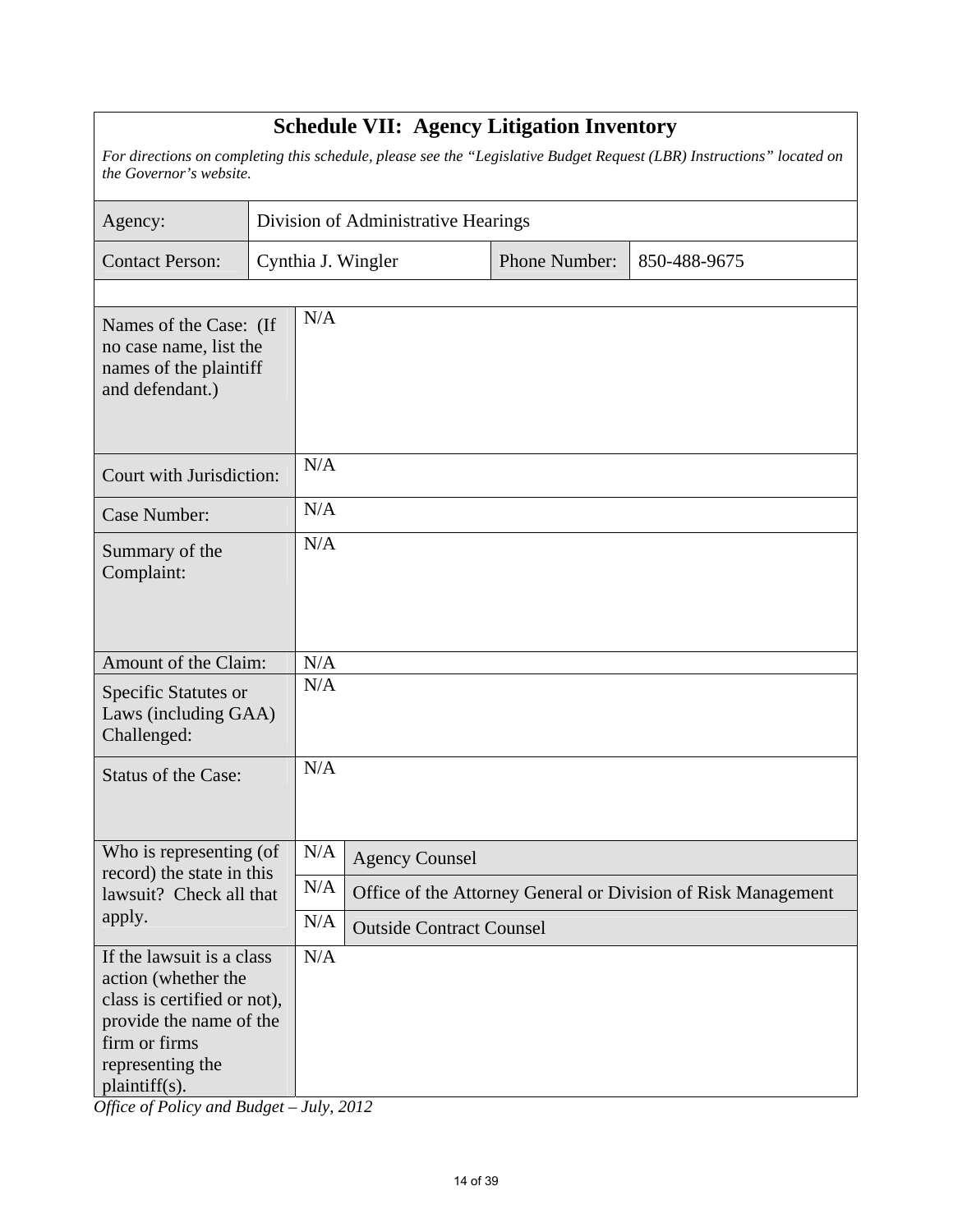# Schedule VII: Agency Litigation Inventory

*For directions on completing this schedule, please see the "Legislative Budget Request (LBR) Instructions" located on the Governor's website.*

| Agency: | Division of Administrative Hearings | | |
|---|---|---|---|
| Contact Person: | Cynthia J. Wingler | Phone Number: | 850-488-9675 |

| | | |
|---|---|---|
| Names of the Case: (If no case name, list the names of the plaintiff and defendant.) | N/A | |
| Court with Jurisdiction: | N/A | |
| Case Number: | N/A | |
| Summary of the Complaint: | N/A | |
| Amount of the Claim: | N/A | |
| Specific Statutes or Laws (including GAA) Challenged: | N/A | |
| Status of the Case: | N/A | |
| Who is representing (of record) the state in this lawsuit? Check all that apply. | N/A | Agency Counsel |
| | N/A | Office of the Attorney General or Division of Risk Management |
| | N/A | Outside Contract Counsel |
| If the lawsuit is a class action (whether the class is certified or not), provide the name of the firm or firms representing the plaintiff(s). | N/A | |

*Office of Policy and Budget – July, 2012*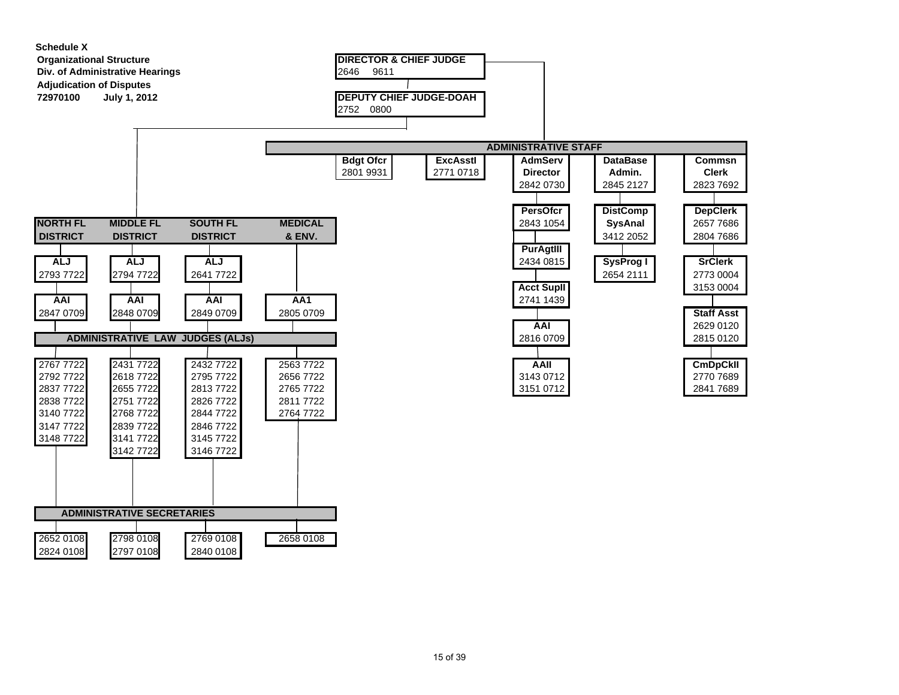**Schedule X**
**Organizational Structure**
**Div. of Administrative Hearings**
**Adjudication of Disputes**
**72970100 July 1, 2012**

**DIRECTOR & CHIEF JUDGE**
2646 9611

**DEPUTY CHIEF JUDGE-DOAH**
2752 0800

## ADMINISTRATIVE STAFF

| Bdgt Ofcr | ExcAsstI | AdmServ Director | DataBase Admin. | Commsn Clerk |
|---|---|---|---|---|
| 2801 9931 | 2771 0718 | 2842 0730 | 2845 2127 | 2823 7692 |

**AdmServ Director:**
- PersOfcr 2843 1054
- PurAgtIII 2434 0815
- Acct SupII 2741 1439
- AAI 2816 0709
- AAII 3143 0712, 3151 0712

**DataBase Admin.:**
- DistComp SysAnal 3412 2052
- SysProg I 2654 2111

**Commsn Clerk:**
- DepClerk 2657 7686, 2804 7686
- SrClerk 2773 0004, 3153 0004
- Staff Asst 2629 0120, 2815 0120
- CmDpCkII 2770 7689, 2841 7689

## DISTRICTS

| | NORTH FL DISTRICT | MIDDLE FL DISTRICT | SOUTH FL DISTRICT | MEDICAL & ENV. |
|---|---|---|---|---|
| ALJ | 2793 7722 | 2794 7722 | 2641 7722 | |
| AAI | 2847 0709 | 2848 0709 | 2849 0709 | AA1 2805 0709 |

## ADMINISTRATIVE LAW JUDGES (ALJs)

| NORTH FL | MIDDLE FL | SOUTH FL | MEDICAL & ENV. |
|---|---|---|---|
| 2767 7722 | 2431 7722 | 2432 7722 | 2563 7722 |
| 2792 7722 | 2618 7722 | 2795 7722 | 2656 7722 |
| 2837 7722 | 2655 7722 | 2813 7722 | 2765 7722 |
| 2838 7722 | 2751 7722 | 2826 7722 | 2811 7722 |
| 3140 7722 | 2768 7722 | 2844 7722 | 2764 7722 |
| 3147 7722 | 2839 7722 | 2846 7722 | |
| 3148 7722 | 3141 7722 | 3145 7722 | |
| | 3142 7722 | 3146 7722 | |

## ADMINISTRATIVE SECRETARIES

| NORTH FL | MIDDLE FL | SOUTH FL | MEDICAL & ENV. |
|---|---|---|---|
| 2652 0108 | 2798 0108 | 2769 0108 | 2658 0108 |
| 2824 0108 | 2797 0108 | 2840 0108 | |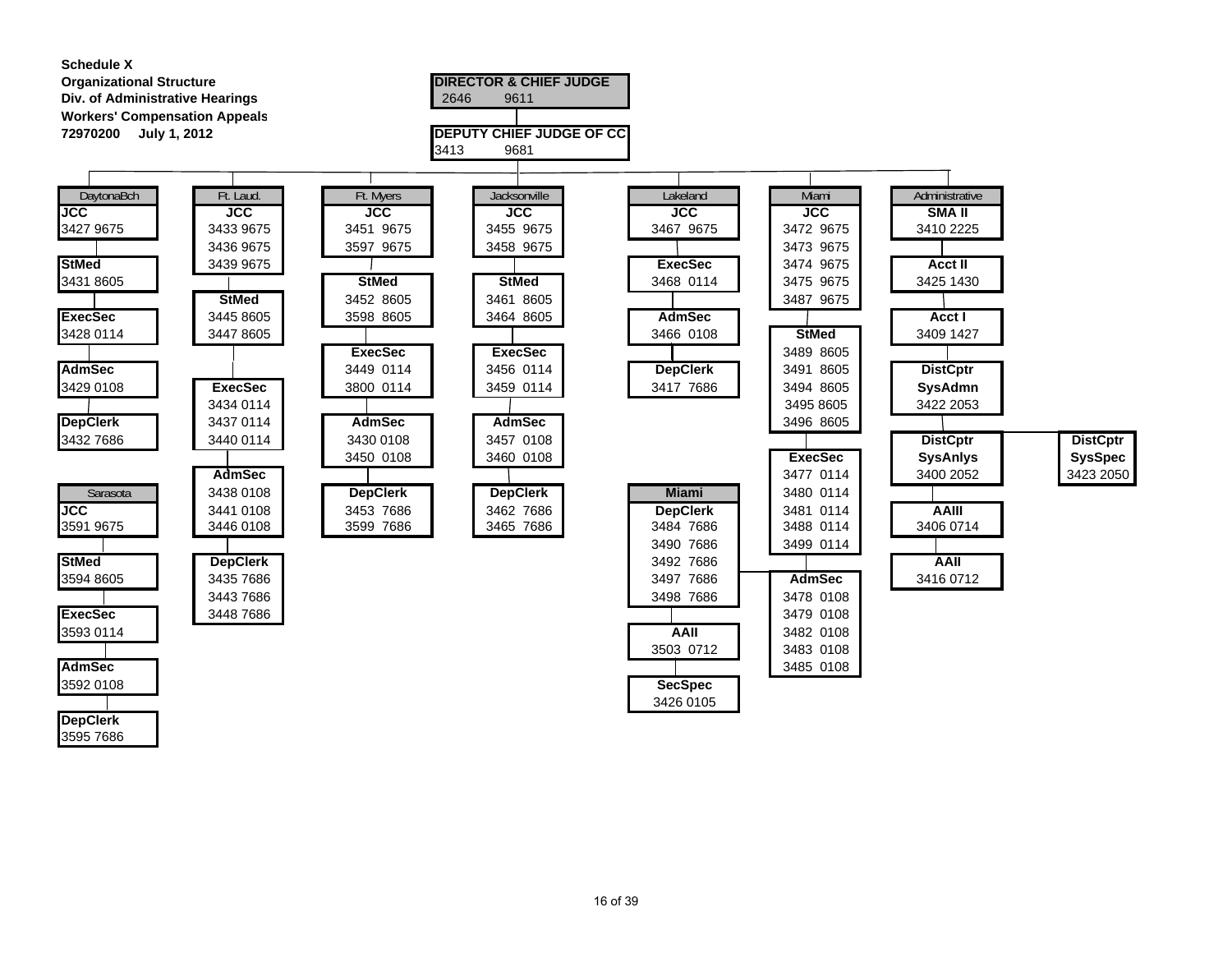**Schedule X**
**Organizational Structure**
**Div. of Administrative Hearings**
**Workers' Compensation Appeals**
**72970200 July 1, 2012**

**DIRECTOR & CHIEF JUDGE**
2646 9611

**DEPUTY CHIEF JUDGE OF CC**
3413 9681

### DaytonaBch

**JCC**
3427 9675

**StMed**
3431 8605

**ExecSec**
3428 0114

**AdmSec**
3429 0108

**DepClerk**
3432 7686

### Sarasota

**JCC**
3591 9675

**StMed**
3594 8605

**ExecSec**
3593 0114

**AdmSec**
3592 0108

**DepClerk**
3595 7686

### Ft. Laud.

**JCC**
3433 9675
3436 9675
3439 9675

**StMed**
3445 8605
3447 8605

**ExecSec**
3434 0114
3437 0114
3440 0114

**AdmSec**
3438 0108
3441 0108
3446 0108

**DepClerk**
3435 7686
3443 7686
3448 7686

### Ft. Myers

**JCC**
3451 9675
3597 9675

**StMed**
3452 8605
3598 8605

**ExecSec**
3449 0114
3800 0114

**AdmSec**
3430 0108
3450 0108

**DepClerk**
3453 7686
3599 7686

### Jacksonville

**JCC**
3455 9675
3458 9675

**StMed**
3461 8605
3464 8605

**ExecSec**
3456 0114
3459 0114

**AdmSec**
3457 0108
3460 0108

**DepClerk**
3462 7686
3465 7686

### Lakeland

**JCC**
3467 9675

**ExecSec**
3468 0114

**AdmSec**
3466 0108

**DepClerk**
3417 7686

### Miami

**JCC**
3472 9675
3473 9675
3474 9675
3475 9675
3487 9675

**StMed**
3489 8605
3491 8605
3494 8605
3495 8605
3496 8605

**ExecSec**
3477 0114
3480 0114
3481 0114
3488 0114
3499 0114

**AdmSec**
3478 0108
3479 0108
3482 0108
3483 0108
3485 0108

**Miami**

**DepClerk**
3484 7686
3490 7686
3492 7686
3497 7686
3498 7686

**AAII**
3503 0712

**SecSpec**
3426 0105

### Administrative

**SMA II**
3410 2225

**Acct II**
3425 1430

**Acct I**
3409 1427

**DistCptr SysAdmn**
3422 2053

**DistCptr SysAnlys**
3400 2052

**DistCptr SysSpec**
3423 2050

**AAIII**
3406 0714

**AAII**
3416 0712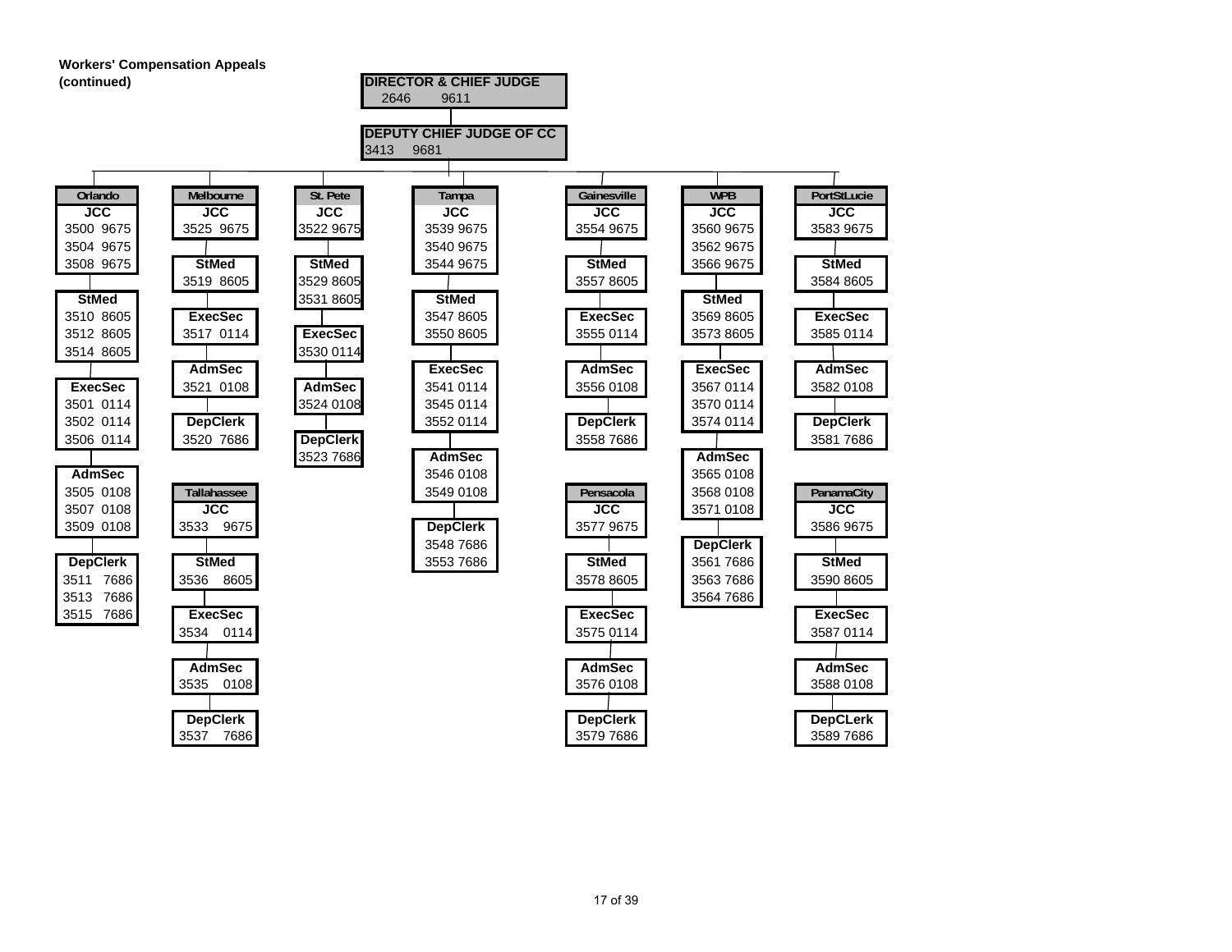**Workers' Compensation Appeals (continued)**

**DIRECTOR & CHIEF JUDGE**
2646 9611

**DEPUTY CHIEF JUDGE OF CC**
3413 9681

**Orlando**

- **JCC**: 3500 9675; 3504 9675; 3508 9675
- **StMed**: 3510 8605; 3512 8605; 3514 8605
- **ExecSec**: 3501 0114; 3502 0114; 3506 0114
- **AdmSec**: 3505 0108; 3507 0108; 3509 0108
- **DepClerk**: 3511 7686; 3513 7686; 3515 7686

**Melbourne**

- **JCC**: 3525 9675
- **StMed**: 3519 8605
- **ExecSec**: 3517 0114
- **AdmSec**: 3521 0108
- **DepClerk**: 3520 7686

**Tallahassee**

- **JCC**: 3533 9675
- **StMed**: 3536 8605
- **ExecSec**: 3534 0114
- **AdmSec**: 3535 0108
- **DepClerk**: 3537 7686

**St. Pete**

- **JCC**: 3522 9675
- **StMed**: 3529 8605; 3531 8605
- **ExecSec**: 3530 0114
- **AdmSec**: 3524 0108
- **DepClerk**: 3523 7686

**Tampa**

- **JCC**: 3539 9675; 3540 9675; 3544 9675
- **StMed**: 3547 8605; 3550 8605
- **ExecSec**: 3541 0114; 3545 0114; 3552 0114
- **AdmSec**: 3546 0108; 3549 0108
- **DepClerk**: 3548 7686; 3553 7686

**Gainesville**

- **JCC**: 3554 9675
- **StMed**: 3557 8605
- **ExecSec**: 3555 0114
- **AdmSec**: 3556 0108
- **DepClerk**: 3558 7686

**Pensacola**

- **JCC**: 3577 9675
- **StMed**: 3578 8605
- **ExecSec**: 3575 0114
- **AdmSec**: 3576 0108
- **DepClerk**: 3579 7686

**WPB**

- **JCC**: 3560 9675; 3562 9675; 3566 9675
- **StMed**: 3569 8605; 3573 8605
- **ExecSec**: 3567 0114; 3570 0114; 3574 0114
- **AdmSec**: 3565 0108; 3568 0108; 3571 0108
- **DepClerk**: 3561 7686; 3563 7686; 3564 7686

**PortStLucie**

- **JCC**: 3583 9675
- **StMed**: 3584 8605
- **ExecSec**: 3585 0114
- **AdmSec**: 3582 0108
- **DepClerk**: 3581 7686

**PanamaCity**

- **JCC**: 3586 9675
- **StMed**: 3590 8605
- **ExecSec**: 3587 0114
- **AdmSec**: 3588 0108
- **DepCLerk**: 3589 7686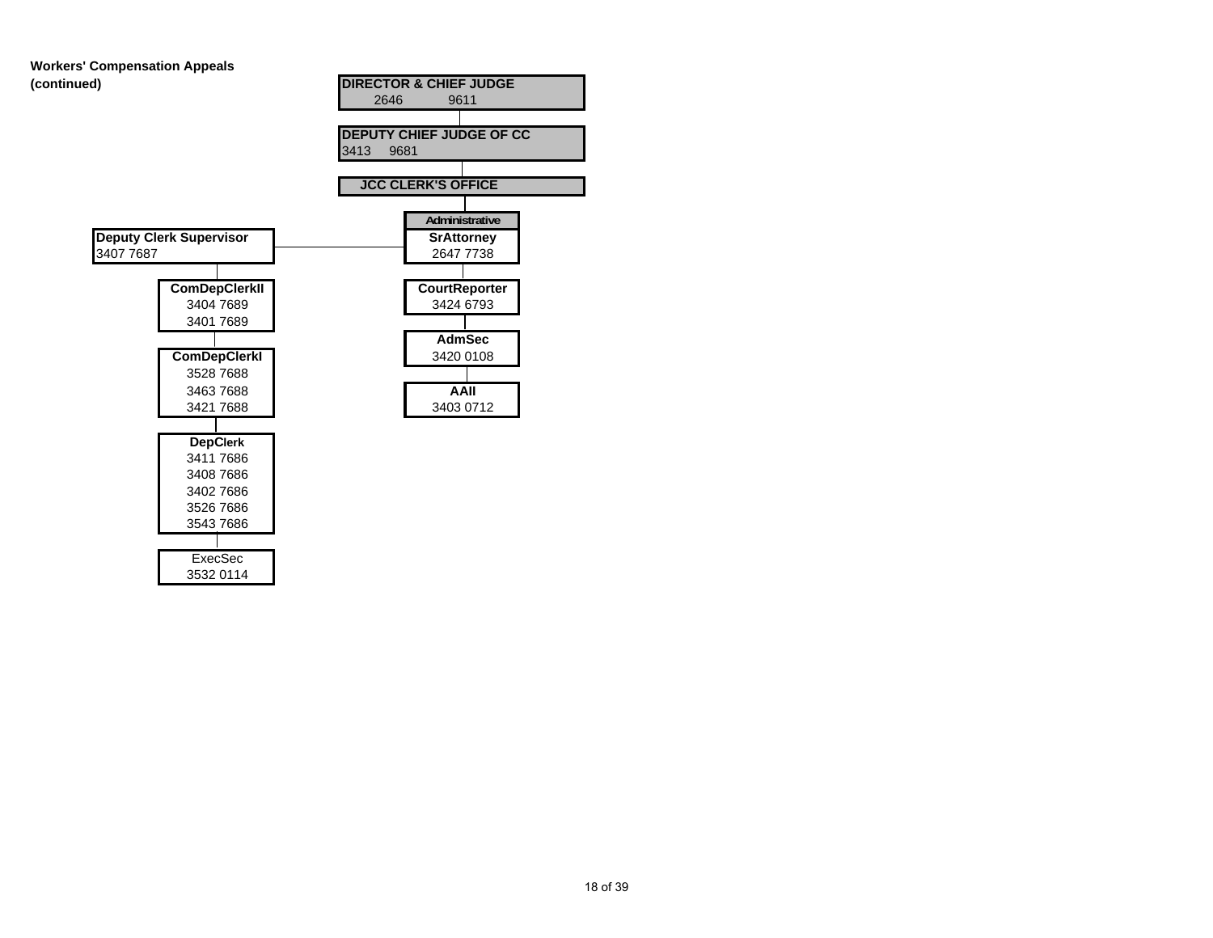**Workers' Compensation Appeals (continued)**

**DIRECTOR & CHIEF JUDGE**
2646 9611

**DEPUTY CHIEF JUDGE OF CC**
3413 9681

**JCC CLERK'S OFFICE**

**Deputy Clerk Supervisor**
3407 7687

**ComDepClerkII**
3404 7689
3401 7689

**ComDepClerkI**
3528 7688
3463 7688
3421 7688

**DepClerk**
3411 7686
3408 7686
3402 7686
3526 7686
3543 7686

ExecSec
3532 0114

**Administrative**

**SrAttorney**
2647 7738

**CourtReporter**
3424 6793

**AdmSec**
3420 0108

**AAII**
3403 0712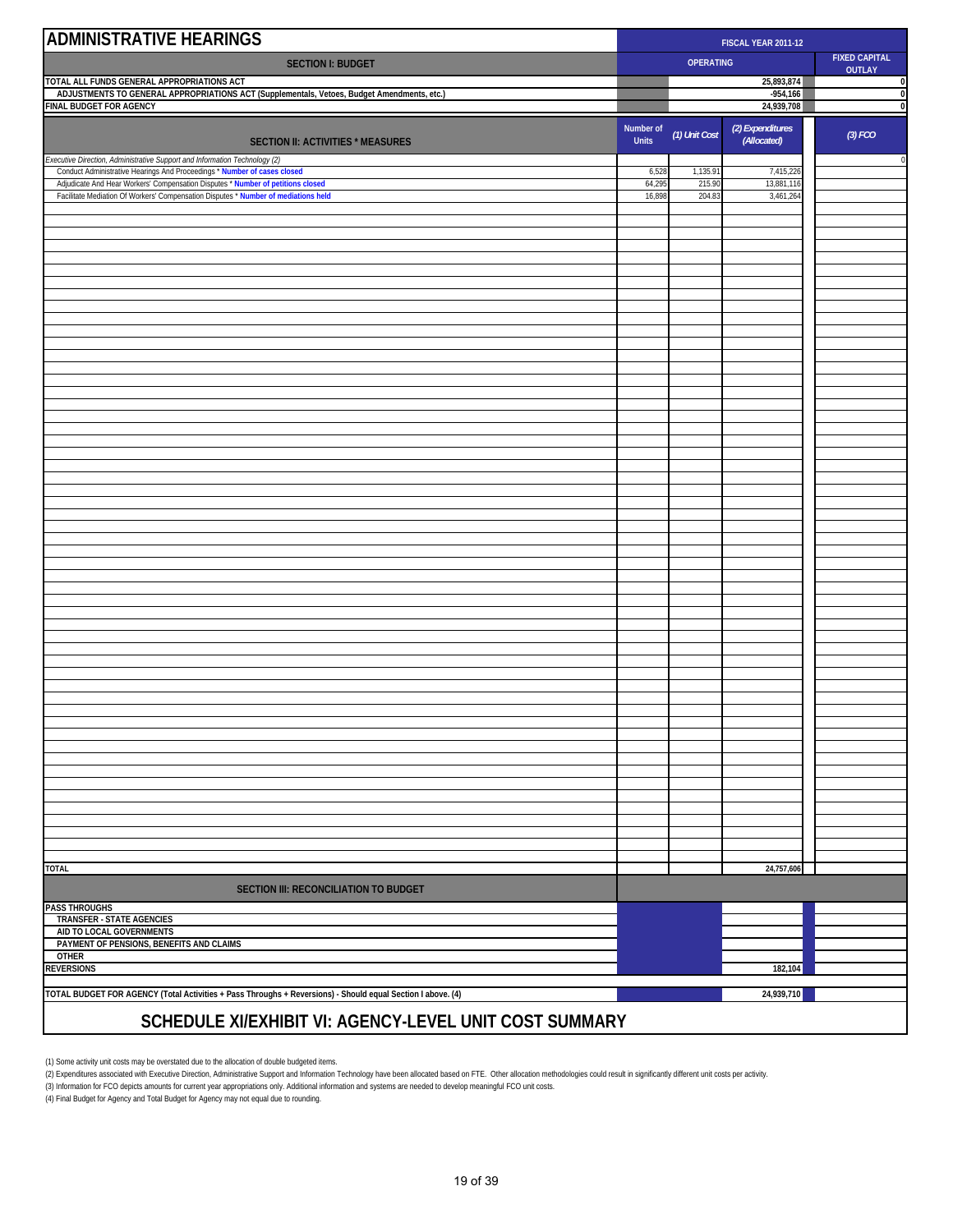# ADMINISTRATIVE HEARINGS

| SECTION I: BUDGET | FISCAL YEAR 2011-12 OPERATING | | | FIXED CAPITAL OUTLAY |
|---|---|---|---|---|
| TOTAL ALL FUNDS GENERAL APPROPRIATIONS ACT | | | 25,893,874 | 0 |
| ADJUSTMENTS TO GENERAL APPROPRIATIONS ACT (Supplementals, Vetoes, Budget Amendments, etc.) | | | -954,166 | 0 |
| FINAL BUDGET FOR AGENCY | | | 24,939,708 | 0 |

| SECTION II: ACTIVITIES * MEASURES | Number of Units | (1) Unit Cost | (2) Expenditures (Allocated) | (3) FCO |
|---|---|---|---|---|
| *Executive Direction, Administrative Support and Information Technology (2)* | | | | 0 |
| Conduct Administrative Hearings And Proceedings * **Number of cases closed** | 6,528 | 1,135.91 | 7,415,226 | |
| Adjudicate And Hear Workers' Compensation Disputes * **Number of petitions closed** | 64,295 | 215.90 | 13,881,116 | |
| Facilitate Mediation Of Workers' Compensation Disputes * **Number of mediations held** | 16,898 | 204.83 | 3,461,264 | |
| TOTAL | | | 24,757,606 | |

| SECTION III: RECONCILIATION TO BUDGET | | | | |
|---|---|---|---|---|
| PASS THROUGHS | | | | |
| TRANSFER - STATE AGENCIES | | | | |
| AID TO LOCAL GOVERNMENTS | | | | |
| PAYMENT OF PENSIONS, BENEFITS AND CLAIMS | | | | |
| OTHER | | | | |
| REVERSIONS | | | 182,104 | |
| TOTAL BUDGET FOR AGENCY (Total Activities + Pass Throughs + Reversions) - Should equal Section I above. (4) | | | 24,939,710 | |

## SCHEDULE XI/EXHIBIT VI: AGENCY-LEVEL UNIT COST SUMMARY

(1) Some activity unit costs may be overstated due to the allocation of double budgeted items.

(2) Expenditures associated with Executive Direction, Administrative Support and Information Technology have been allocated based on FTE. Other allocation methodologies could result in significantly different unit costs per activity.

(3) Information for FCO depicts amounts for current year appropriations only. Additional information and systems are needed to develop meaningful FCO unit costs.

(4) Final Budget for Agency and Total Budget for Agency may not equal due to rounding.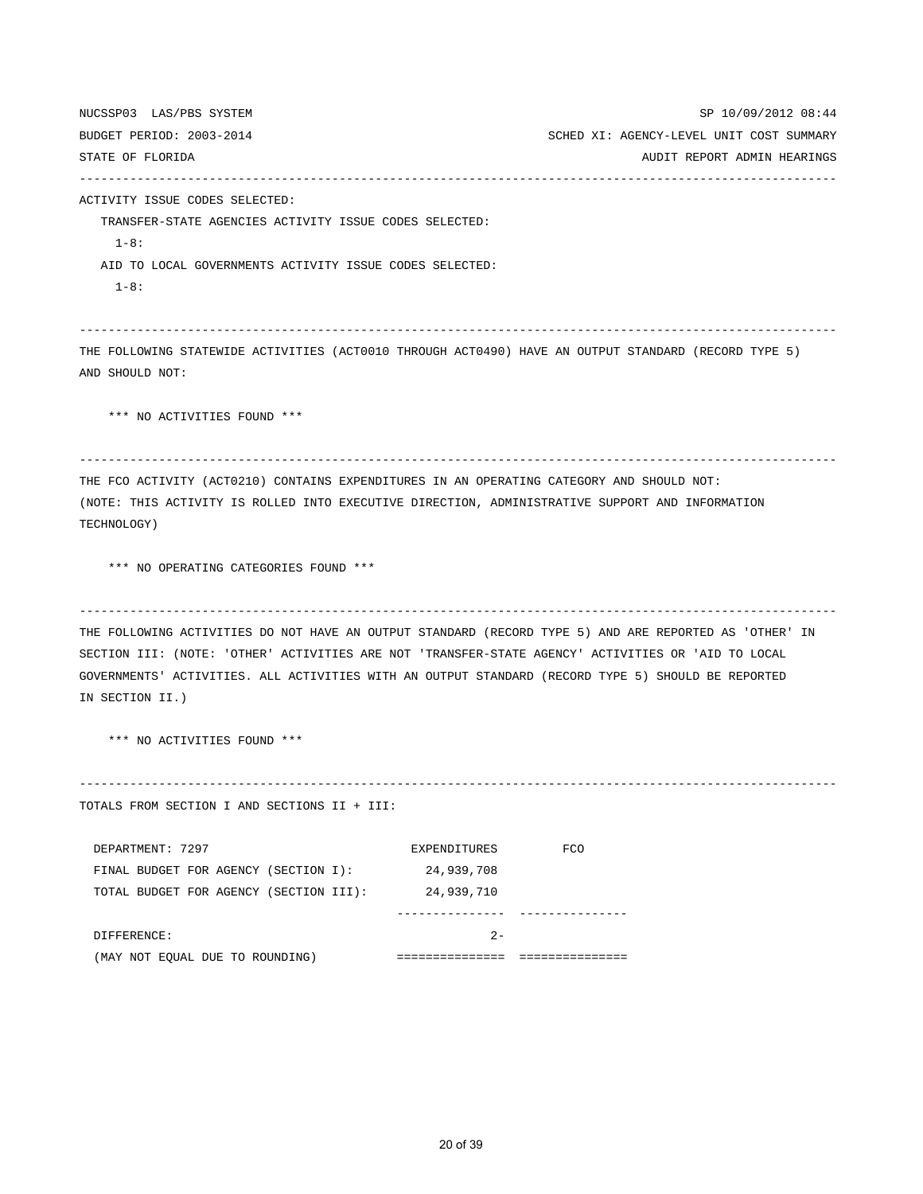NUCSSP03 LAS/PBS SYSTEM SP 10/09/2012 08:44

BUDGET PERIOD: 2003-2014 SCHED XI: AGENCY-LEVEL UNIT COST SUMMARY

STATE OF FLORIDA AUDIT REPORT ADMIN HEARINGS

---

ACTIVITY ISSUE CODES SELECTED:

TRANSFER-STATE AGENCIES ACTIVITY ISSUE CODES SELECTED:

1-8:

AID TO LOCAL GOVERNMENTS ACTIVITY ISSUE CODES SELECTED:

1-8:

---

THE FOLLOWING STATEWIDE ACTIVITIES (ACT0010 THROUGH ACT0490) HAVE AN OUTPUT STANDARD (RECORD TYPE 5) AND SHOULD NOT:

*** NO ACTIVITIES FOUND ***

---

THE FCO ACTIVITY (ACT0210) CONTAINS EXPENDITURES IN AN OPERATING CATEGORY AND SHOULD NOT:
(NOTE: THIS ACTIVITY IS ROLLED INTO EXECUTIVE DIRECTION, ADMINISTRATIVE SUPPORT AND INFORMATION TECHNOLOGY)

*** NO OPERATING CATEGORIES FOUND ***

---

THE FOLLOWING ACTIVITIES DO NOT HAVE AN OUTPUT STANDARD (RECORD TYPE 5) AND ARE REPORTED AS 'OTHER' IN SECTION III: (NOTE: 'OTHER' ACTIVITIES ARE NOT 'TRANSFER-STATE AGENCY' ACTIVITIES OR 'AID TO LOCAL GOVERNMENTS' ACTIVITIES. ALL ACTIVITIES WITH AN OUTPUT STANDARD (RECORD TYPE 5) SHOULD BE REPORTED IN SECTION II.)

*** NO ACTIVITIES FOUND ***

---

TOTALS FROM SECTION I AND SECTIONS II + III:

| DEPARTMENT: 7297 | EXPENDITURES | FCO |
|---|---|---|
| FINAL BUDGET FOR AGENCY (SECTION I): | 24,939,708 | |
| TOTAL BUDGET FOR AGENCY (SECTION III): | 24,939,710 | |
| DIFFERENCE: | 2- | |
| (MAY NOT EQUAL DUE TO ROUNDING) | | |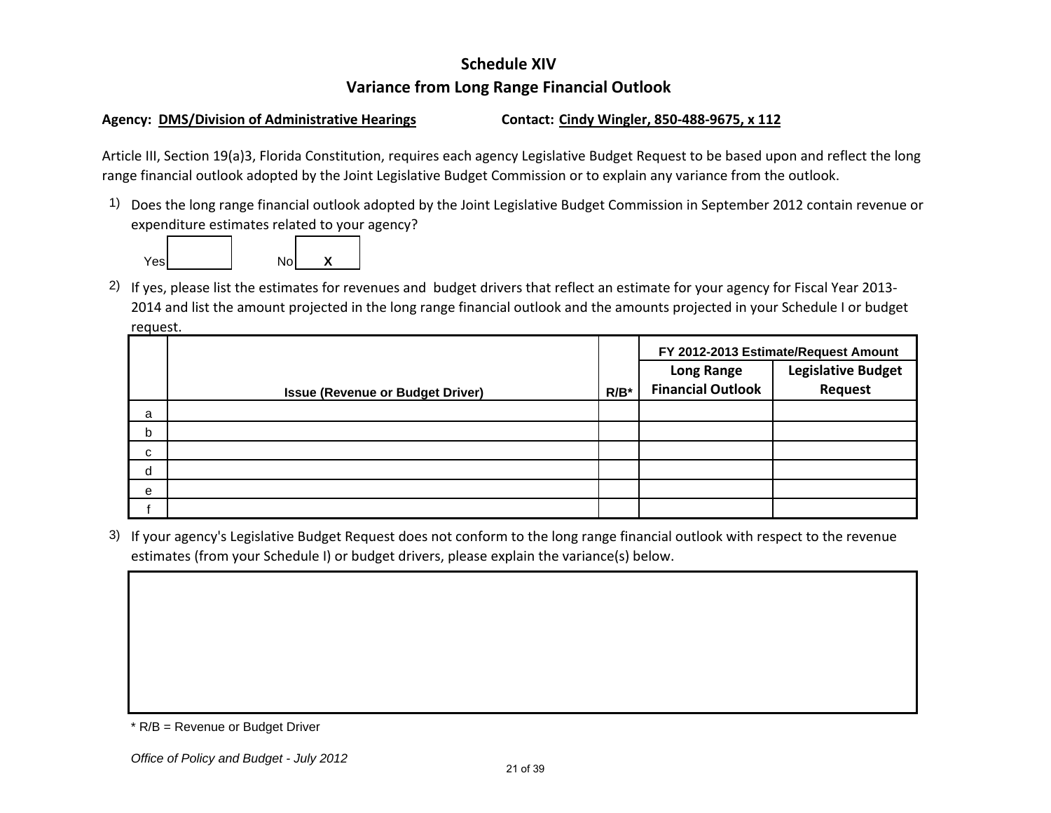# Schedule XIV

## Variance from Long Range Financial Outlook

**Agency: DMS/Division of Administrative Hearings** **Contact: Cindy Wingler, 850-488-9675, x 112**

Article III, Section 19(a)3, Florida Constitution, requires each agency Legislative Budget Request to be based upon and reflect the long range financial outlook adopted by the Joint Legislative Budget Commission or to explain any variance from the outlook.

1) Does the long range financial outlook adopted by the Joint Legislative Budget Commission in September 2012 contain revenue or expenditure estimates related to your agency?

Yes [ ] No [ X ]

2) If yes, please list the estimates for revenues and budget drivers that reflect an estimate for your agency for Fiscal Year 2013-2014 and list the amount projected in the long range financial outlook and the amounts projected in your Schedule I or budget request.

| | Issue (Revenue or Budget Driver) | R/B* | FY 2012-2013 Estimate/Request Amount | |
|---|---|---|---|---|
| | | | Long Range Financial Outlook | Legislative Budget Request |
| a | | | | |
| b | | | | |
| c | | | | |
| d | | | | |
| e | | | | |
| f | | | | |

3) If your agency's Legislative Budget Request does not conform to the long range financial outlook with respect to the revenue estimates (from your Schedule I) or budget drivers, please explain the variance(s) below.

* R/B = Revenue or Budget Driver

*Office of Policy and Budget - July 2012*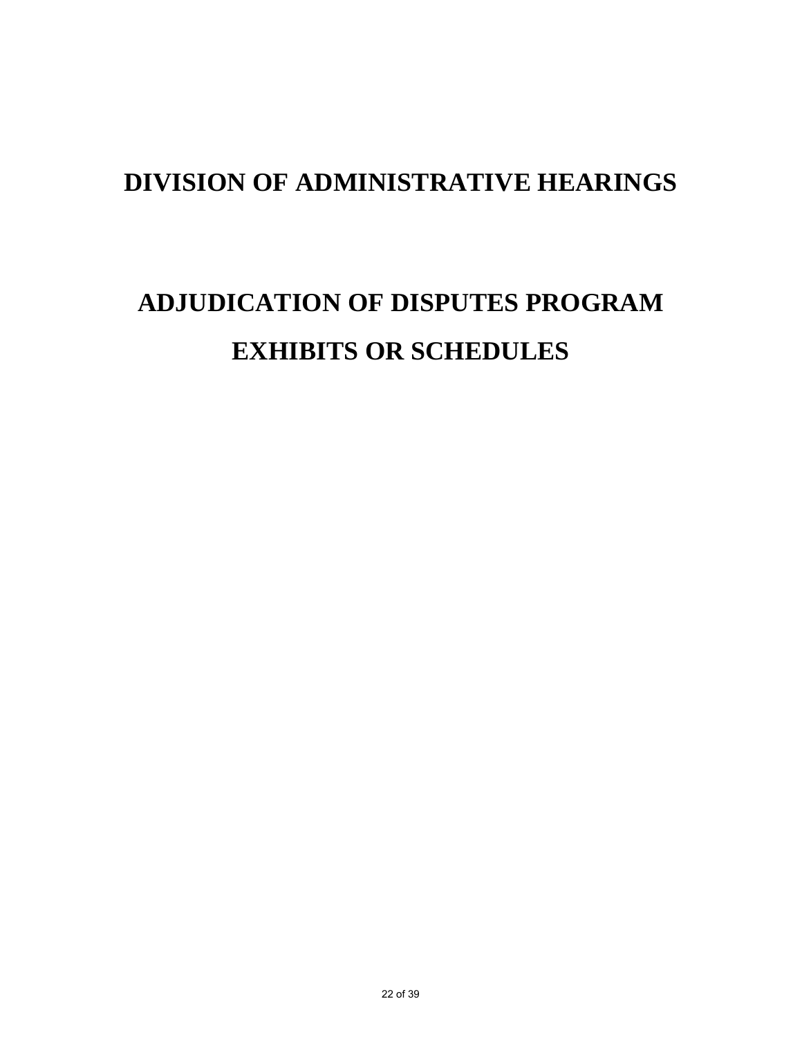# DIVISION OF ADMINISTRATIVE HEARINGS

# ADJUDICATION OF DISPUTES PROGRAM

# EXHIBITS OR SCHEDULES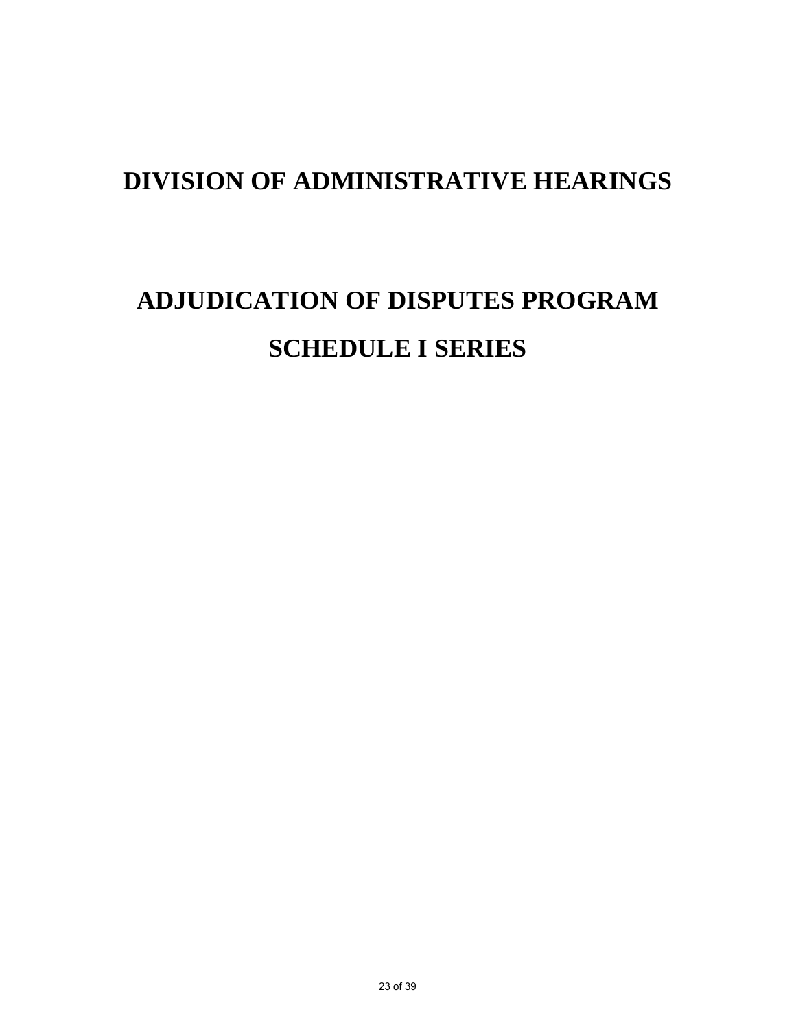# DIVISION OF ADMINISTRATIVE HEARINGS

# ADJUDICATION OF DISPUTES PROGRAM

# SCHEDULE I SERIES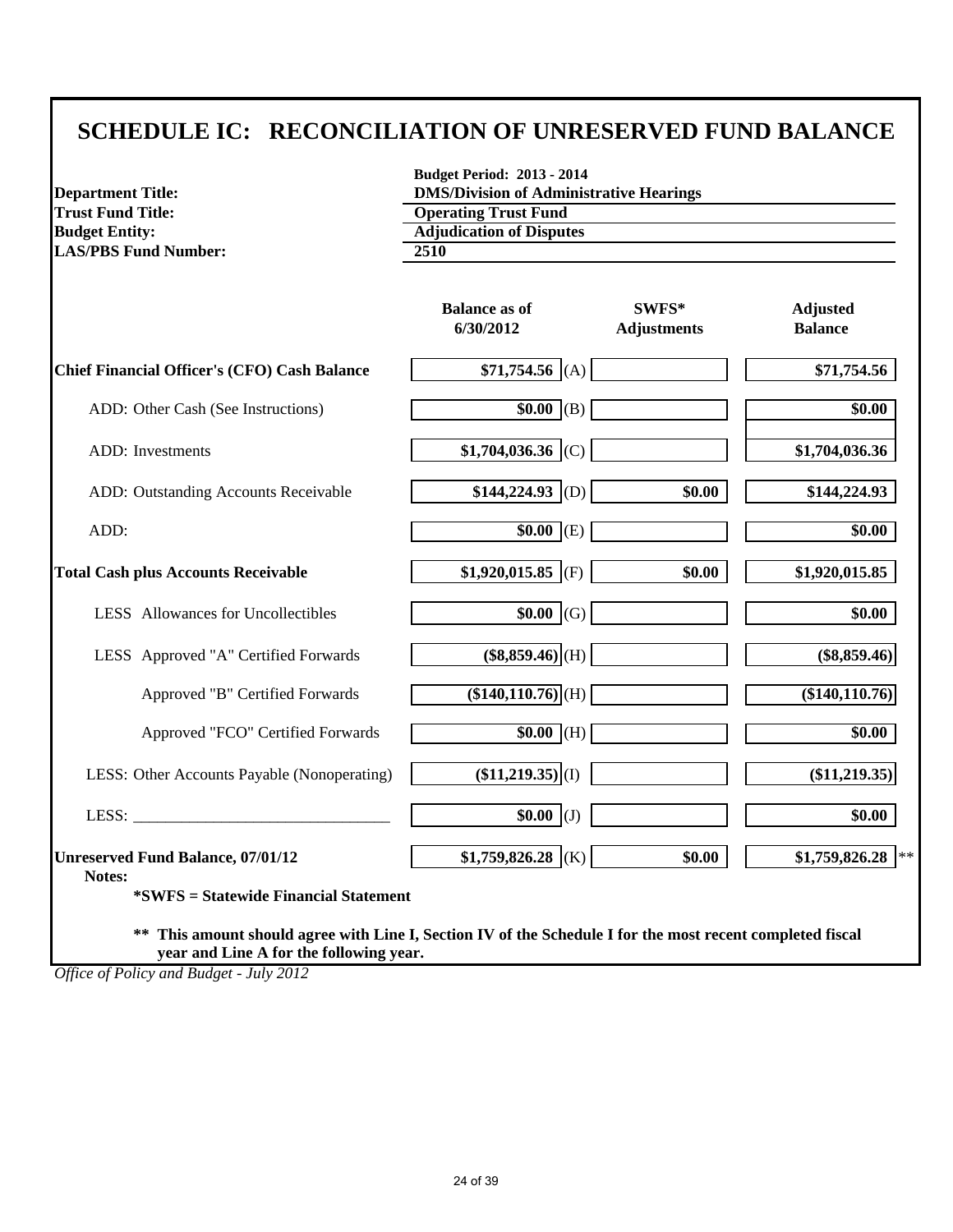# SCHEDULE IC: RECONCILIATION OF UNRESERVED FUND BALANCE

**Budget Period: 2013 - 2014**

| | |
|---|---|
| **Department Title:** | **DMS/Division of Administrative Hearings** |
| **Trust Fund Title:** | **Operating Trust Fund** |
| **Budget Entity:** | **Adjudication of Disputes** |
| **LAS/PBS Fund Number:** | **2510** |

| | Balance as of 6/30/2012 | | SWFS* Adjustments | Adjusted Balance |
|---|---|---|---|---|
| **Chief Financial Officer's (CFO) Cash Balance** | $71,754.56 | (A) | | $71,754.56 |
| ADD: Other Cash (See Instructions) | $0.00 | (B) | | $0.00 |
| ADD: Investments | $1,704,036.36 | (C) | | $1,704,036.36 |
| ADD: Outstanding Accounts Receivable | $144,224.93 | (D) | $0.00 | $144,224.93 |
| ADD: | $0.00 | (E) | | $0.00 |
| **Total Cash plus Accounts Receivable** | $1,920,015.85 | (F) | $0.00 | $1,920,015.85 |
| LESS Allowances for Uncollectibles | $0.00 | (G) | | $0.00 |
| LESS Approved "A" Certified Forwards | ($8,859.46) | (H) | | ($8,859.46) |
| Approved "B" Certified Forwards | ($140,110.76) | (H) | | ($140,110.76) |
| Approved "FCO" Certified Forwards | $0.00 | (H) | | $0.00 |
| LESS: Other Accounts Payable (Nonoperating) | ($11,219.35) | (I) | | ($11,219.35) |
| LESS: ______________________________ | $0.00 | (J) | | $0.00 |
| **Unreserved Fund Balance, 07/01/12** | $1,759,826.28 | (K) | $0.00 | $1,759,826.28 ** |

**Notes:**

**\*SWFS = Statewide Financial Statement**

**\*\* This amount should agree with Line I, Section IV of the Schedule I for the most recent completed fiscal year and Line A for the following year.**

*Office of Policy and Budget - July 2012*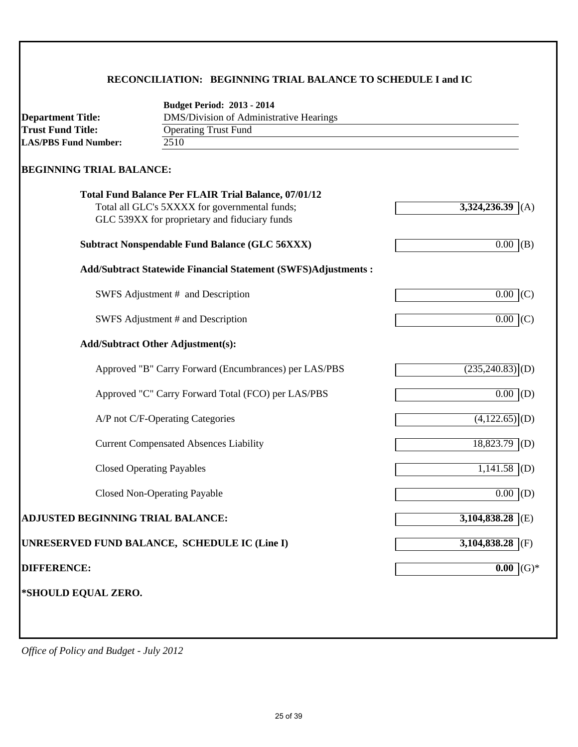## RECONCILIATION: BEGINNING TRIAL BALANCE TO SCHEDULE I and IC

**Budget Period: 2013 - 2014**

**Department Title:** DMS/Division of Administrative Hearings

**Trust Fund Title:** Operating Trust Fund

**LAS/PBS Fund Number:** 2510

### BEGINNING TRIAL BALANCE:

| | | |
|---|---|---|
| **Total Fund Balance Per FLAIR Trial Balance, 07/01/12** Total all GLC's 5XXXX for governmental funds; GLC 539XX for proprietary and fiduciary funds | **3,324,236.39** | (A) |
| **Subtract Nonspendable Fund Balance (GLC 56XXX)** | 0.00 | (B) |
| **Add/Subtract Statewide Financial Statement (SWFS)Adjustments :** | | |
| SWFS Adjustment # and Description | 0.00 | (C) |
| SWFS Adjustment # and Description | 0.00 | (C) |
| **Add/Subtract Other Adjustment(s):** | | |
| Approved "B" Carry Forward (Encumbrances) per LAS/PBS | (235,240.83) | (D) |
| Approved "C" Carry Forward Total (FCO) per LAS/PBS | 0.00 | (D) |
| A/P not C/F-Operating Categories | (4,122.65) | (D) |
| Current Compensated Absences Liability | 18,823.79 | (D) |
| Closed Operating Payables | 1,141.58 | (D) |
| Closed Non-Operating Payable | 0.00 | (D) |
| **ADJUSTED BEGINNING TRIAL BALANCE:** | **3,104,838.28** | (E) |
| **UNRESERVED FUND BALANCE, SCHEDULE IC (Line I)** | **3,104,838.28** | (F) |
| **DIFFERENCE:** | **0.00** | (G)* |

**\*SHOULD EQUAL ZERO.**

*Office of Policy and Budget - July 2012*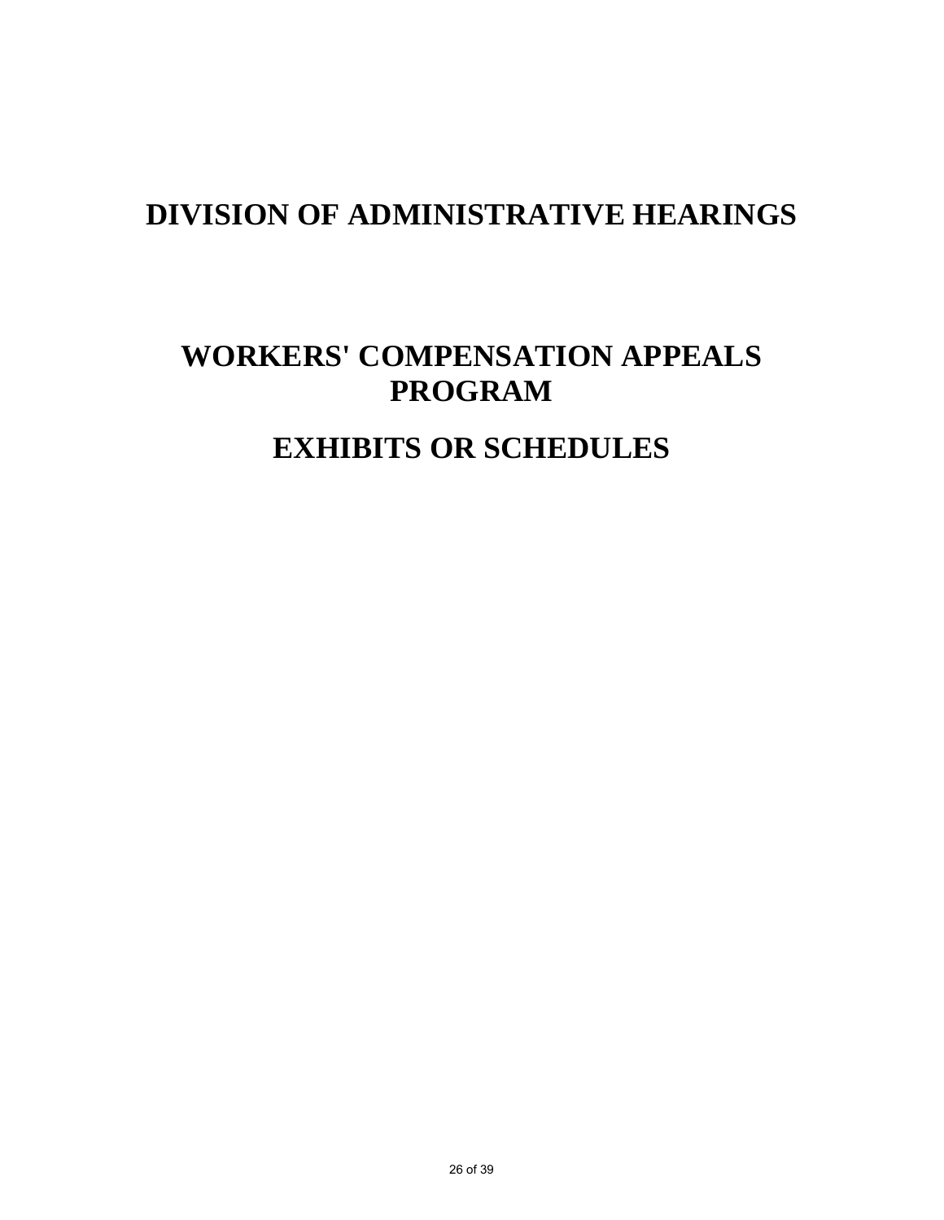# DIVISION OF ADMINISTRATIVE HEARINGS

# WORKERS' COMPENSATION APPEALS PROGRAM

# EXHIBITS OR SCHEDULES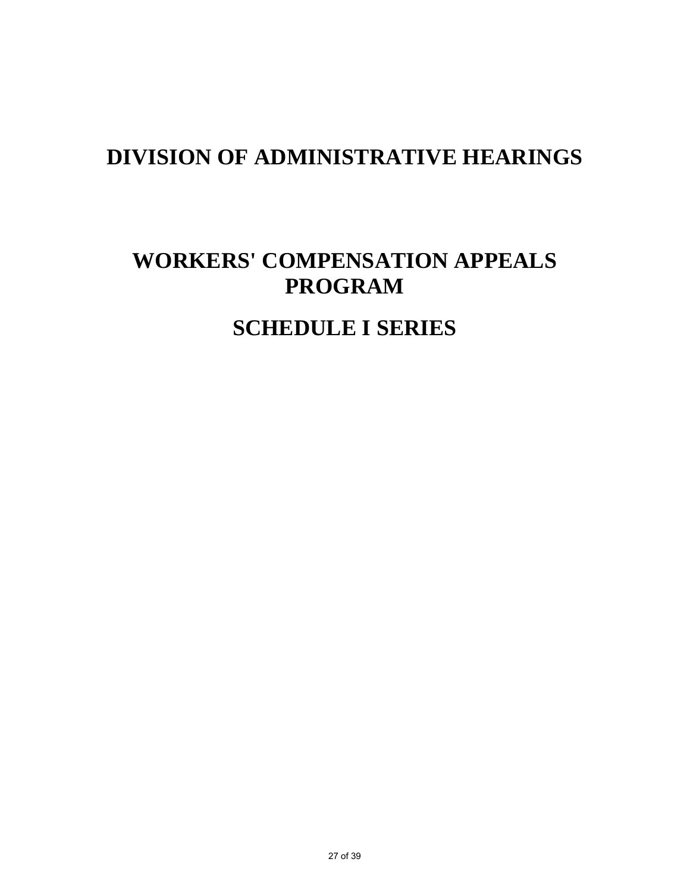# DIVISION OF ADMINISTRATIVE HEARINGS

# WORKERS' COMPENSATION APPEALS PROGRAM

# SCHEDULE I SERIES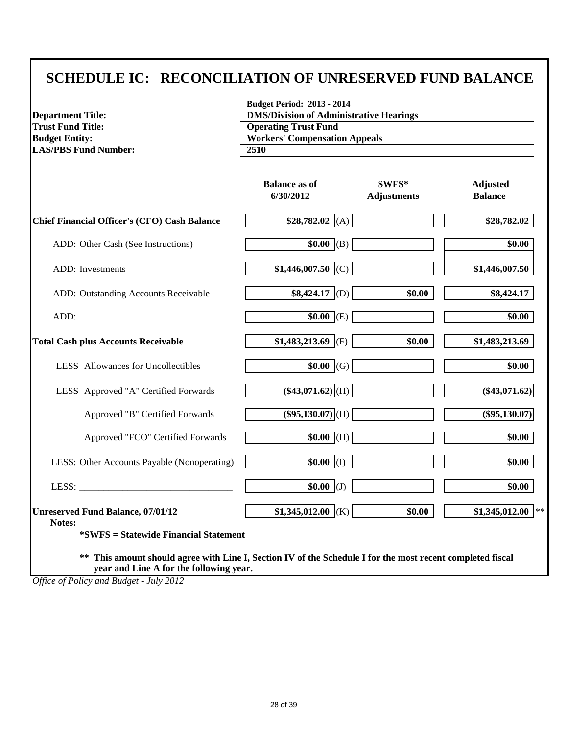# SCHEDULE IC: RECONCILIATION OF UNRESERVED FUND BALANCE

**Budget Period: 2013 - 2014**

| | |
|---|---|
| **Department Title:** | **DMS/Division of Administrative Hearings** |
| **Trust Fund Title:** | **Operating Trust Fund** |
| **Budget Entity:** | **Workers' Compensation Appeals** |
| **LAS/PBS Fund Number:** | **2510** |

| | Balance as of 6/30/2012 | | SWFS* Adjustments | Adjusted Balance |
|---|---|---|---|---|
| **Chief Financial Officer's (CFO) Cash Balance** | **$28,782.02** | (A) | | **$28,782.02** |
| ADD: Other Cash (See Instructions) | **$0.00** | (B) | | **$0.00** |
| ADD: Investments | **$1,446,007.50** | (C) | | **$1,446,007.50** |
| ADD: Outstanding Accounts Receivable | **$8,424.17** | (D) | **$0.00** | **$8,424.17** |
| ADD: | **$0.00** | (E) | | **$0.00** |
| **Total Cash plus Accounts Receivable** | **$1,483,213.69** | (F) | **$0.00** | **$1,483,213.69** |
| LESS Allowances for Uncollectibles | **$0.00** | (G) | | **$0.00** |
| LESS Approved "A" Certified Forwards | **($43,071.62)** | (H) | | **($43,071.62)** |
| Approved "B" Certified Forwards | **($95,130.07)** | (H) | | **($95,130.07)** |
| Approved "FCO" Certified Forwards | **$0.00** | (H) | | **$0.00** |
| LESS: Other Accounts Payable (Nonoperating) | **$0.00** | (I) | | **$0.00** |
| LESS: ________________________________ | **$0.00** | (J) | | **$0.00** |
| **Unreserved Fund Balance, 07/01/12** | **$1,345,012.00** | (K) | **$0.00** | **$1,345,012.00** ** |

**Notes:**

**\*SWFS = Statewide Financial Statement**

**\*\* This amount should agree with Line I, Section IV of the Schedule I for the most recent completed fiscal year and Line A for the following year.**

*Office of Policy and Budget - July 2012*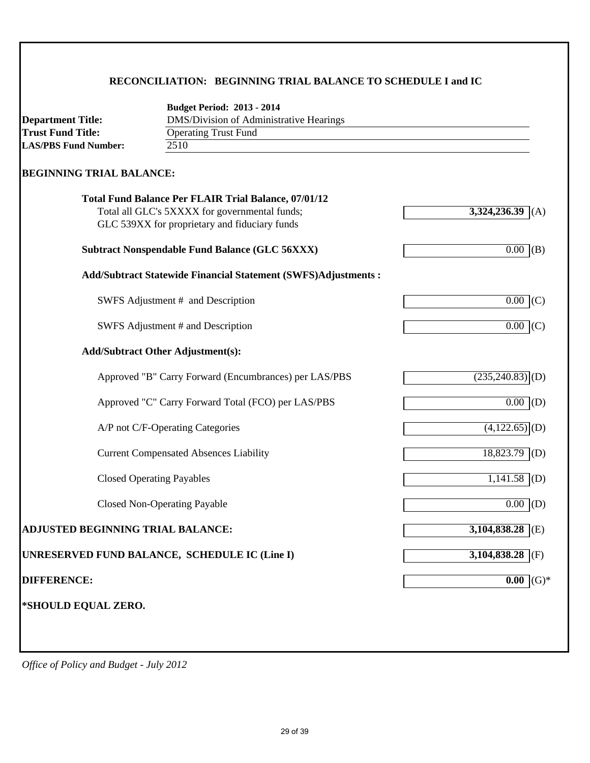## RECONCILIATION: BEGINNING TRIAL BALANCE TO SCHEDULE I and IC

**Budget Period: 2013 - 2014**

**Department Title:** DMS/Division of Administrative Hearings
**Trust Fund Title:** Operating Trust Fund
**LAS/PBS Fund Number:** 2510

### BEGINNING TRIAL BALANCE:

| | | |
|---|---|---|
| **Total Fund Balance Per FLAIR Trial Balance, 07/01/12**<br>Total all GLC's 5XXXX for governmental funds;<br>GLC 539XX for proprietary and fiduciary funds | **3,324,236.39** | (A) |
| **Subtract Nonspendable Fund Balance (GLC 56XXX)** | 0.00 | (B) |
| **Add/Subtract Statewide Financial Statement (SWFS)Adjustments :** | | |
| SWFS Adjustment # and Description | 0.00 | (C) |
| SWFS Adjustment # and Description | 0.00 | (C) |
| **Add/Subtract Other Adjustment(s):** | | |
| Approved "B" Carry Forward (Encumbrances) per LAS/PBS | (235,240.83) | (D) |
| Approved "C" Carry Forward Total (FCO) per LAS/PBS | 0.00 | (D) |
| A/P not C/F-Operating Categories | (4,122.65) | (D) |
| Current Compensated Absences Liability | 18,823.79 | (D) |
| Closed Operating Payables | 1,141.58 | (D) |
| Closed Non-Operating Payable | 0.00 | (D) |
| **ADJUSTED BEGINNING TRIAL BALANCE:** | **3,104,838.28** | (E) |
| **UNRESERVED FUND BALANCE, SCHEDULE IC (Line I)** | **3,104,838.28** | (F) |
| **DIFFERENCE:** | **0.00** | (G)* |

**\*SHOULD EQUAL ZERO.**

*Office of Policy and Budget - July 2012*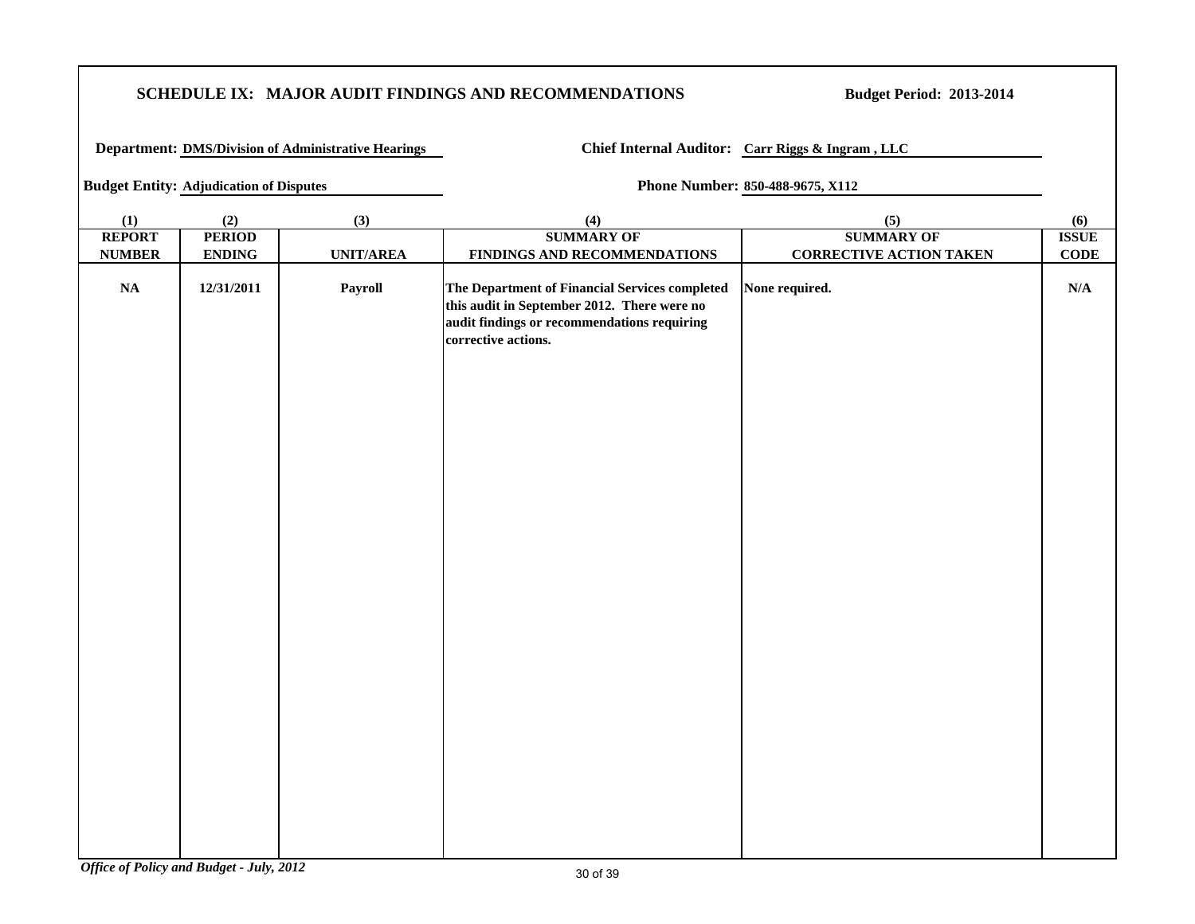## SCHEDULE IX: MAJOR AUDIT FINDINGS AND RECOMMENDATIONS

**Budget Period: 2013-2014**

**Department:** DMS/Division of Administrative Hearings

**Chief Internal Auditor:** Carr Riggs & Ingram , LLC

**Budget Entity:** Adjudication of Disputes

**Phone Number:** 850-488-9675, X112

| (1) REPORT NUMBER | (2) PERIOD ENDING | (3) UNIT/AREA | (4) SUMMARY OF FINDINGS AND RECOMMENDATIONS | (5) SUMMARY OF CORRECTIVE ACTION TAKEN | (6) ISSUE CODE |
|---|---|---|---|---|---|
| NA | 12/31/2011 | Payroll | The Department of Financial Services completed this audit in September 2012. There were no audit findings or recommendations requiring corrective actions. | None required. | N/A |

*Office of Policy and Budget - July, 2012*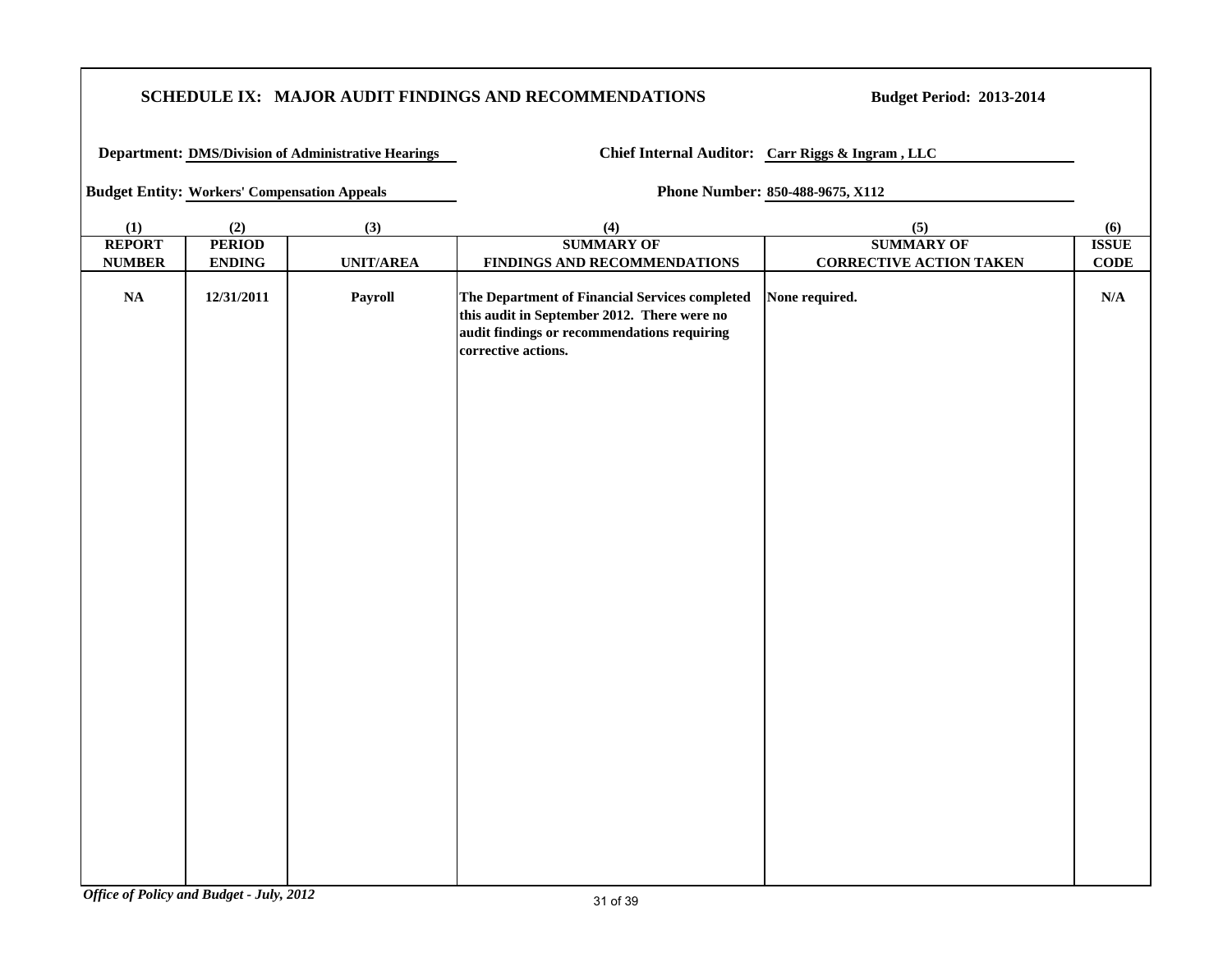## SCHEDULE IX: MAJOR AUDIT FINDINGS AND RECOMMENDATIONS

**Budget Period: 2013-2014**

**Department:** DMS/Division of Administrative Hearings

**Chief Internal Auditor:** Carr Riggs & Ingram , LLC

**Budget Entity:** Workers' Compensation Appeals

**Phone Number:** 850-488-9675, X112

| (1)<br>REPORT NUMBER | (2)<br>PERIOD ENDING | (3)<br>UNIT/AREA | (4)<br>SUMMARY OF FINDINGS AND RECOMMENDATIONS | (5)<br>SUMMARY OF CORRECTIVE ACTION TAKEN | (6)<br>ISSUE CODE |
|---|---|---|---|---|---|
| NA | 12/31/2011 | Payroll | The Department of Financial Services completed this audit in September 2012. There were no audit findings or recommendations requiring corrective actions. | None required. | N/A |

*Office of Policy and Budget - July, 2012*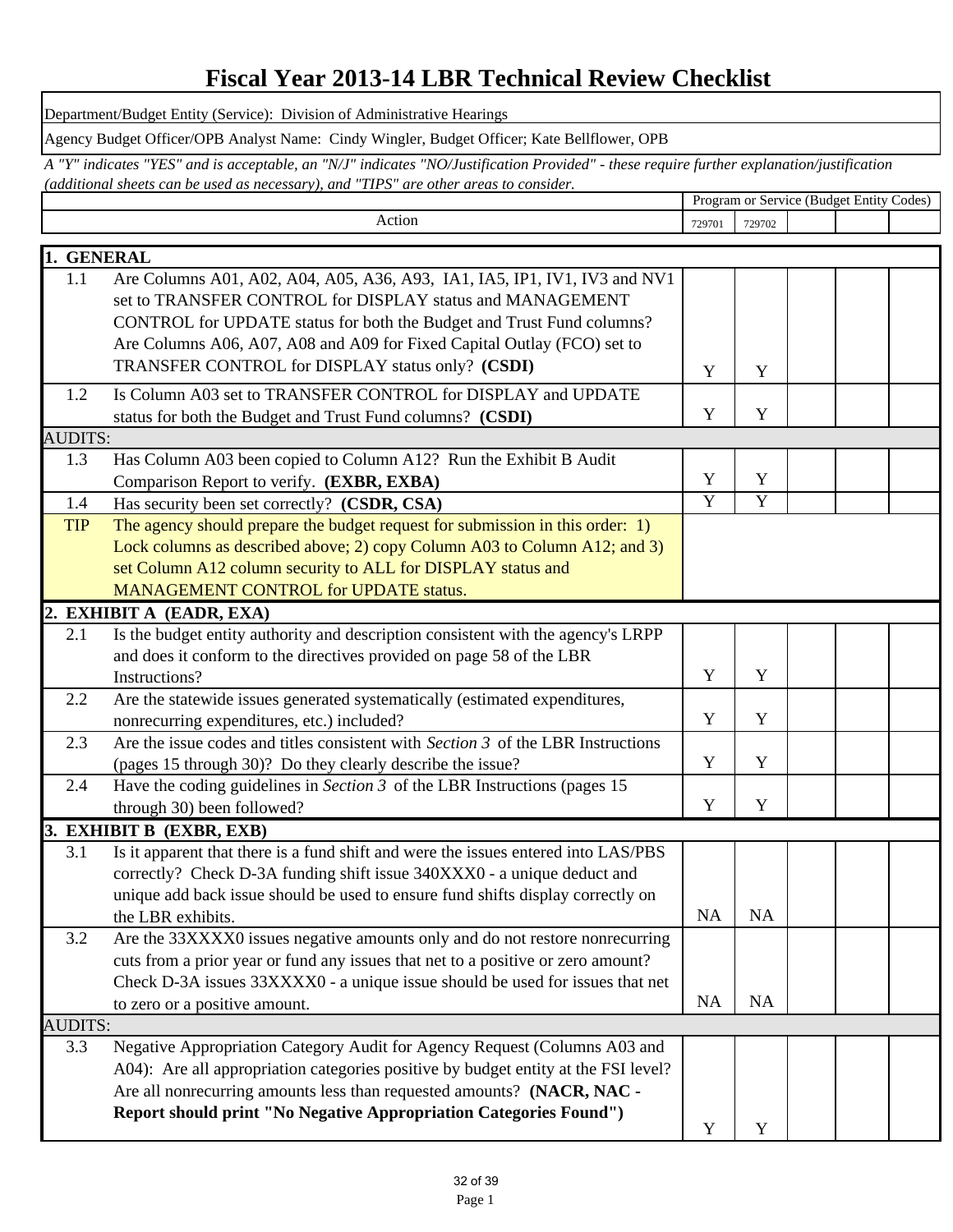# Fiscal Year 2013-14 LBR Technical Review Checklist

Department/Budget Entity (Service): Division of Administrative Hearings

Agency Budget Officer/OPB Analyst Name: Cindy Wingler, Budget Officer; Kate Bellflower, OPB

*A "Y" indicates "YES" and is acceptable, an "N/J" indicates "NO/Justification Provided" - these require further explanation/justification (additional sheets can be used as necessary), and "TIPS" are other areas to consider.*

| | Action | Program or Service (Budget Entity Codes) | | | | |
|---|---|---|---|---|---|---|
| | | 729701 | 729702 | | | |
| **1. GENERAL** | | | | | | |
| 1.1 | Are Columns A01, A02, A04, A05, A36, A93, IA1, IA5, IP1, IV1, IV3 and NV1 set to TRANSFER CONTROL for DISPLAY status and MANAGEMENT CONTROL for UPDATE status for both the Budget and Trust Fund columns? Are Columns A06, A07, A08 and A09 for Fixed Capital Outlay (FCO) set to TRANSFER CONTROL for DISPLAY status only? **(CSDI)** | Y | Y | | | |
| 1.2 | Is Column A03 set to TRANSFER CONTROL for DISPLAY and UPDATE status for both the Budget and Trust Fund columns? **(CSDI)** | Y | Y | | | |
| AUDITS: | | | | | | |
| 1.3 | Has Column A03 been copied to Column A12? Run the Exhibit B Audit Comparison Report to verify. **(EXBR, EXBA)** | Y | Y | | | |
| 1.4 | Has security been set correctly? **(CSDR, CSA)** | Y | Y | | | |
| TIP | The agency should prepare the budget request for submission in this order: 1) Lock columns as described above; 2) copy Column A03 to Column A12; and 3) set Column A12 column security to ALL for DISPLAY status and MANAGEMENT CONTROL for UPDATE status. | | | | | |
| **2. EXHIBIT A (EADR, EXA)** | | | | | | |
| 2.1 | Is the budget entity authority and description consistent with the agency's LRPP and does it conform to the directives provided on page 58 of the LBR Instructions? | Y | Y | | | |
| 2.2 | Are the statewide issues generated systematically (estimated expenditures, nonrecurring expenditures, etc.) included? | Y | Y | | | |
| 2.3 | Are the issue codes and titles consistent with *Section 3* of the LBR Instructions (pages 15 through 30)? Do they clearly describe the issue? | Y | Y | | | |
| 2.4 | Have the coding guidelines in *Section 3* of the LBR Instructions (pages 15 through 30) been followed? | Y | Y | | | |
| **3. EXHIBIT B (EXBR, EXB)** | | | | | | |
| 3.1 | Is it apparent that there is a fund shift and were the issues entered into LAS/PBS correctly? Check D-3A funding shift issue 340XXX0 - a unique deduct and unique add back issue should be used to ensure fund shifts display correctly on the LBR exhibits. | NA | NA | | | |
| 3.2 | Are the 33XXXX0 issues negative amounts only and do not restore nonrecurring cuts from a prior year or fund any issues that net to a positive or zero amount? Check D-3A issues 33XXXX0 - a unique issue should be used for issues that net to zero or a positive amount. | NA | NA | | | |
| AUDITS: | | | | | | |
| 3.3 | Negative Appropriation Category Audit for Agency Request (Columns A03 and A04): Are all appropriation categories positive by budget entity at the FSI level? Are all nonrecurring amounts less than requested amounts? **(NACR, NAC - Report should print "No Negative Appropriation Categories Found")** | Y | Y | | | |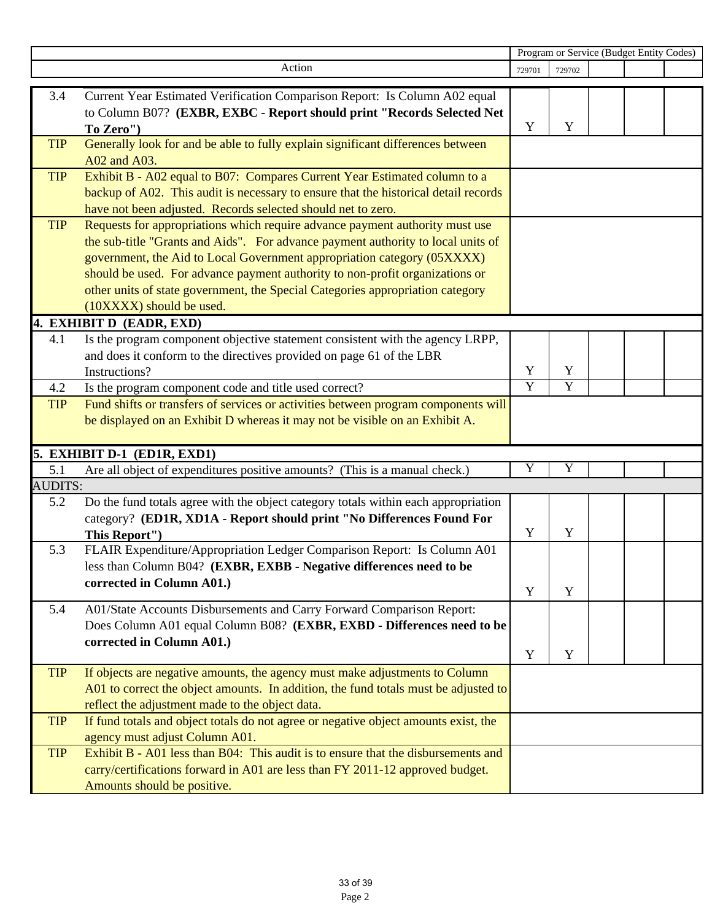| | Action | Program or Service (Budget Entity Codes) | | | | |
|---|---|---|---|---|---|---|
| | | 729701 | 729702 | | | |
| 3.4 | Current Year Estimated Verification Comparison Report: Is Column A02 equal to Column B07? **(EXBR, EXBC - Report should print "Records Selected Net To Zero")** | Y | Y | | | |
| TIP | Generally look for and be able to fully explain significant differences between A02 and A03. | | | | | |
| TIP | Exhibit B - A02 equal to B07: Compares Current Year Estimated column to a backup of A02. This audit is necessary to ensure that the historical detail records have not been adjusted. Records selected should net to zero. | | | | | |
| TIP | Requests for appropriations which require advance payment authority must use the sub-title "Grants and Aids". For advance payment authority to local units of government, the Aid to Local Government appropriation category (05XXXX) should be used. For advance payment authority to non-profit organizations or other units of state government, the Special Categories appropriation category (10XXXX) should be used. | | | | | |
| **4. EXHIBIT D (EADR, EXD)** | | | | | | |
| 4.1 | Is the program component objective statement consistent with the agency LRPP, and does it conform to the directives provided on page 61 of the LBR Instructions? | Y | Y | | | |
| 4.2 | Is the program component code and title used correct? | Y | Y | | | |
| TIP | Fund shifts or transfers of services or activities between program components will be displayed on an Exhibit D whereas it may not be visible on an Exhibit A. | | | | | |
| **5. EXHIBIT D-1 (ED1R, EXD1)** | | | | | | |
| 5.1 | Are all object of expenditures positive amounts? (This is a manual check.) | Y | Y | | | |
| AUDITS: | | | | | | |
| 5.2 | Do the fund totals agree with the object category totals within each appropriation category? **(ED1R, XD1A - Report should print "No Differences Found For This Report")** | Y | Y | | | |
| 5.3 | FLAIR Expenditure/Appropriation Ledger Comparison Report: Is Column A01 less than Column B04? **(EXBR, EXBB - Negative differences need to be corrected in Column A01.)** | Y | Y | | | |
| 5.4 | A01/State Accounts Disbursements and Carry Forward Comparison Report: Does Column A01 equal Column B08? **(EXBR, EXBD - Differences need to be corrected in Column A01.)** | Y | Y | | | |
| TIP | If objects are negative amounts, the agency must make adjustments to Column A01 to correct the object amounts. In addition, the fund totals must be adjusted to reflect the adjustment made to the object data. | | | | | |
| TIP | If fund totals and object totals do not agree or negative object amounts exist, the agency must adjust Column A01. | | | | | |
| TIP | Exhibit B - A01 less than B04: This audit is to ensure that the disbursements and carry/certifications forward in A01 are less than FY 2011-12 approved budget. Amounts should be positive. | | | | | |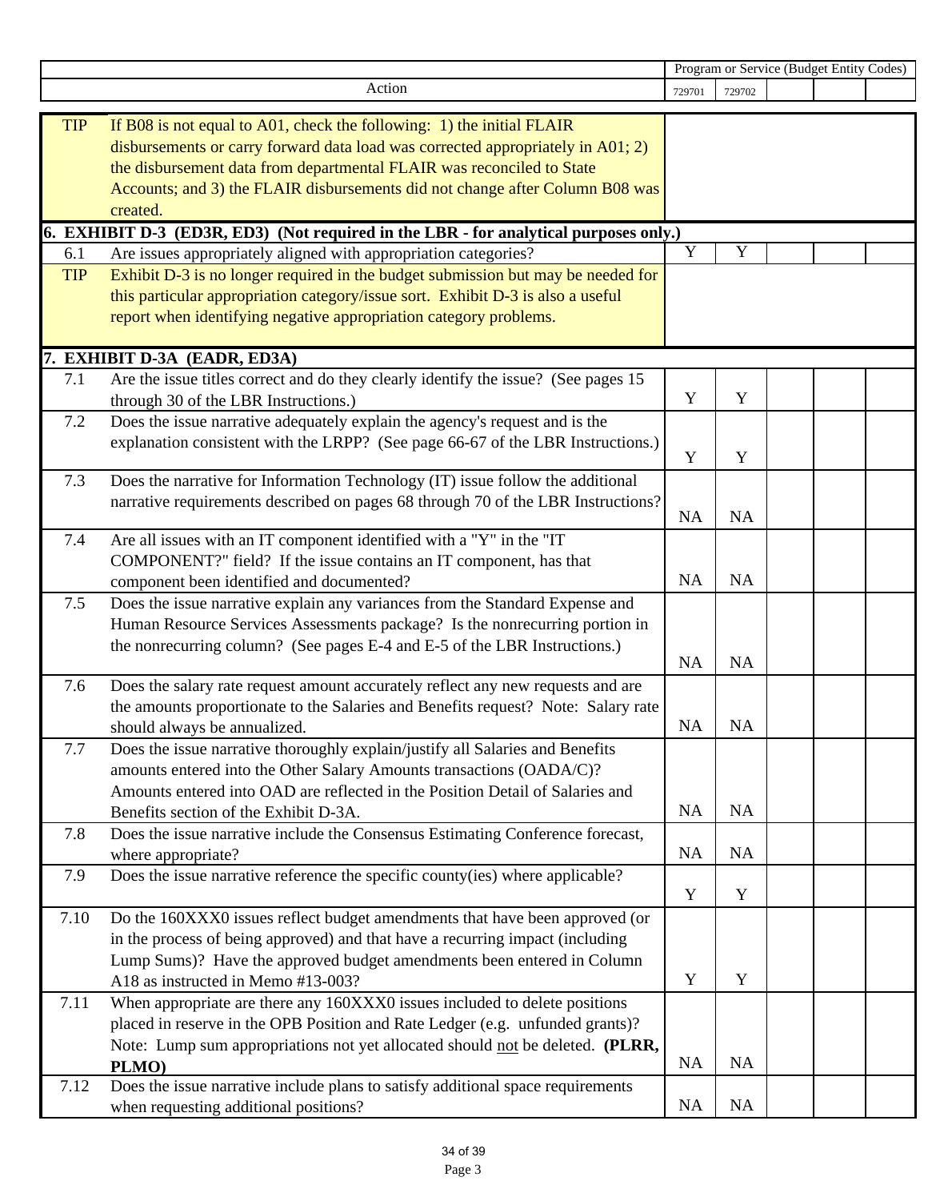| | Action | Program or Service (Budget Entity Codes) | | | | |
|---|---|---|---|---|---|---|
| | | 729701 | 729702 | | | |
| TIP | If B08 is not equal to A01, check the following: 1) the initial FLAIR disbursements or carry forward data load was corrected appropriately in A01; 2) the disbursement data from departmental FLAIR was reconciled to State Accounts; and 3) the FLAIR disbursements did not change after Column B08 was created. | | | | | |
| **6. EXHIBIT D-3 (ED3R, ED3) (Not required in the LBR - for analytical purposes only.)** | | | | | | |
| 6.1 | Are issues appropriately aligned with appropriation categories? | Y | Y | | | |
| TIP | Exhibit D-3 is no longer required in the budget submission but may be needed for this particular appropriation category/issue sort. Exhibit D-3 is also a useful report when identifying negative appropriation category problems. | | | | | |
| **7. EXHIBIT D-3A (EADR, ED3A)** | | | | | | |
| 7.1 | Are the issue titles correct and do they clearly identify the issue? (See pages 15 through 30 of the LBR Instructions.) | Y | Y | | | |
| 7.2 | Does the issue narrative adequately explain the agency's request and is the explanation consistent with the LRPP? (See page 66-67 of the LBR Instructions.) | Y | Y | | | |
| 7.3 | Does the narrative for Information Technology (IT) issue follow the additional narrative requirements described on pages 68 through 70 of the LBR Instructions? | NA | NA | | | |
| 7.4 | Are all issues with an IT component identified with a "Y" in the "IT COMPONENT?" field? If the issue contains an IT component, has that component been identified and documented? | NA | NA | | | |
| 7.5 | Does the issue narrative explain any variances from the Standard Expense and Human Resource Services Assessments package? Is the nonrecurring portion in the nonrecurring column? (See pages E-4 and E-5 of the LBR Instructions.) | NA | NA | | | |
| 7.6 | Does the salary rate request amount accurately reflect any new requests and are the amounts proportionate to the Salaries and Benefits request? Note: Salary rate should always be annualized. | NA | NA | | | |
| 7.7 | Does the issue narrative thoroughly explain/justify all Salaries and Benefits amounts entered into the Other Salary Amounts transactions (OADA/C)? Amounts entered into OAD are reflected in the Position Detail of Salaries and Benefits section of the Exhibit D-3A. | NA | NA | | | |
| 7.8 | Does the issue narrative include the Consensus Estimating Conference forecast, where appropriate? | NA | NA | | | |
| 7.9 | Does the issue narrative reference the specific county(ies) where applicable? | Y | Y | | | |
| 7.10 | Do the 160XXX0 issues reflect budget amendments that have been approved (or in the process of being approved) and that have a recurring impact (including Lump Sums)? Have the approved budget amendments been entered in Column A18 as instructed in Memo #13-003? | Y | Y | | | |
| 7.11 | When appropriate are there any 160XXX0 issues included to delete positions placed in reserve in the OPB Position and Rate Ledger (e.g. unfunded grants)? Note: Lump sum appropriations not yet allocated should not be deleted. **(PLRR, PLMO)** | NA | NA | | | |
| 7.12 | Does the issue narrative include plans to satisfy additional space requirements when requesting additional positions? | NA | NA | | | |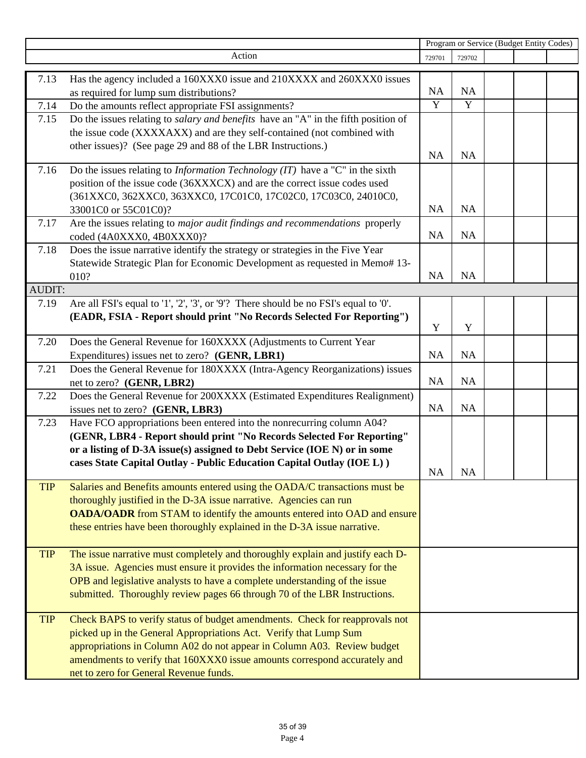| | Action | Program or Service (Budget Entity Codes) | | | | |
|---|---|---|---|---|---|---|
| | | 729701 | 729702 | | | |
| 7.13 | Has the agency included a 160XXX0 issue and 210XXXX and 260XXX0 issues as required for lump sum distributions? | NA | NA | | | |
| 7.14 | Do the amounts reflect appropriate FSI assignments? | Y | Y | | | |
| 7.15 | Do the issues relating to *salary and benefits* have an "A" in the fifth position of the issue code (XXXXAXX) and are they self-contained (not combined with other issues)? (See page 29 and 88 of the LBR Instructions.) | NA | NA | | | |
| 7.16 | Do the issues relating to *Information Technology (IT)* have a "C" in the sixth position of the issue code (36XXXCX) and are the correct issue codes used (361XXC0, 362XXC0, 363XXC0, 17C01C0, 17C02C0, 17C03C0, 24010C0, 33001C0 or 55C01C0)? | NA | NA | | | |
| 7.17 | Are the issues relating to *major audit findings and recommendations* properly coded (4A0XXX0, 4B0XXX0)? | NA | NA | | | |
| 7.18 | Does the issue narrative identify the strategy or strategies in the Five Year Statewide Strategic Plan for Economic Development as requested in Memo# 13-010? | NA | NA | | | |
| AUDIT: | | | | | | |
| 7.19 | Are all FSI's equal to '1', '2', '3', or '9'? There should be no FSI's equal to '0'. **(EADR, FSIA - Report should print "No Records Selected For Reporting")** | Y | Y | | | |
| 7.20 | Does the General Revenue for 160XXXX (Adjustments to Current Year Expenditures) issues net to zero? **(GENR, LBR1)** | NA | NA | | | |
| 7.21 | Does the General Revenue for 180XXXX (Intra-Agency Reorganizations) issues net to zero? **(GENR, LBR2)** | NA | NA | | | |
| 7.22 | Does the General Revenue for 200XXXX (Estimated Expenditures Realignment) issues net to zero? **(GENR, LBR3)** | NA | NA | | | |
| 7.23 | Have FCO appropriations been entered into the nonrecurring column A04? **(GENR, LBR4 - Report should print "No Records Selected For Reporting" or a listing of D-3A issue(s) assigned to Debt Service (IOE N) or in some cases State Capital Outlay - Public Education Capital Outlay (IOE L) )** | NA | NA | | | |
| TIP | Salaries and Benefits amounts entered using the OADA/C transactions must be thoroughly justified in the D-3A issue narrative. Agencies can run **OADA/OADR** from STAM to identify the amounts entered into OAD and ensure these entries have been thoroughly explained in the D-3A issue narrative. | | | | | |
| TIP | The issue narrative must completely and thoroughly explain and justify each D-3A issue. Agencies must ensure it provides the information necessary for the OPB and legislative analysts to have a complete understanding of the issue submitted. Thoroughly review pages 66 through 70 of the LBR Instructions. | | | | | |
| TIP | Check BAPS to verify status of budget amendments. Check for reapprovals not picked up in the General Appropriations Act. Verify that Lump Sum appropriations in Column A02 do not appear in Column A03. Review budget amendments to verify that 160XXX0 issue amounts correspond accurately and net to zero for General Revenue funds. | | | | | |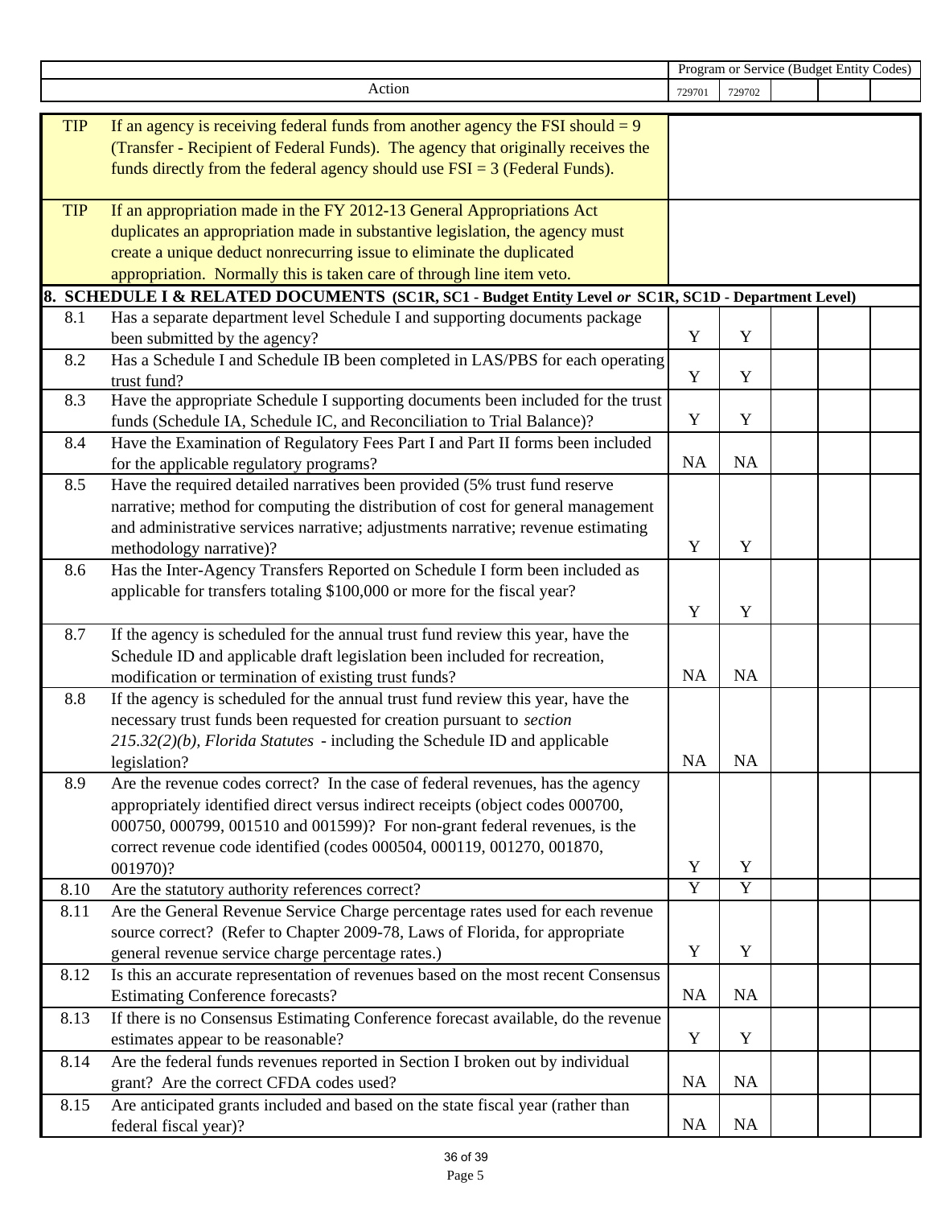| | Action | Program or Service (Budget Entity Codes) | | | | |
|---|---|---|---|---|---|---|
| | | 729701 | 729702 | | | |
| TIP | If an agency is receiving federal funds from another agency the FSI should = 9 (Transfer - Recipient of Federal Funds). The agency that originally receives the funds directly from the federal agency should use FSI = 3 (Federal Funds). | | | | | |
| TIP | If an appropriation made in the FY 2012-13 General Appropriations Act duplicates an appropriation made in substantive legislation, the agency must create a unique deduct nonrecurring issue to eliminate the duplicated appropriation. Normally this is taken care of through line item veto. | | | | | |
| **8.** | **SCHEDULE I & RELATED DOCUMENTS (SC1R, SC1 - Budget Entity Level *or* SC1R, SC1D - Department Level)** | | | | | |
| 8.1 | Has a separate department level Schedule I and supporting documents package been submitted by the agency? | Y | Y | | | |
| 8.2 | Has a Schedule I and Schedule IB been completed in LAS/PBS for each operating trust fund? | Y | Y | | | |
| 8.3 | Have the appropriate Schedule I supporting documents been included for the trust funds (Schedule IA, Schedule IC, and Reconciliation to Trial Balance)? | Y | Y | | | |
| 8.4 | Have the Examination of Regulatory Fees Part I and Part II forms been included for the applicable regulatory programs? | NA | NA | | | |
| 8.5 | Have the required detailed narratives been provided (5% trust fund reserve narrative; method for computing the distribution of cost for general management and administrative services narrative; adjustments narrative; revenue estimating methodology narrative)? | Y | Y | | | |
| 8.6 | Has the Inter-Agency Transfers Reported on Schedule I form been included as applicable for transfers totaling $100,000 or more for the fiscal year? | Y | Y | | | |
| 8.7 | If the agency is scheduled for the annual trust fund review this year, have the Schedule ID and applicable draft legislation been included for recreation, modification or termination of existing trust funds? | NA | NA | | | |
| 8.8 | If the agency is scheduled for the annual trust fund review this year, have the necessary trust funds been requested for creation pursuant to *section 215.32(2)(b), Florida Statutes* - including the Schedule ID and applicable legislation? | NA | NA | | | |
| 8.9 | Are the revenue codes correct? In the case of federal revenues, has the agency appropriately identified direct versus indirect receipts (object codes 000700, 000750, 000799, 001510 and 001599)? For non-grant federal revenues, is the correct revenue code identified (codes 000504, 000119, 001270, 001870, 001970)? | Y | Y | | | |
| 8.10 | Are the statutory authority references correct? | Y | Y | | | |
| 8.11 | Are the General Revenue Service Charge percentage rates used for each revenue source correct? (Refer to Chapter 2009-78, Laws of Florida, for appropriate general revenue service charge percentage rates.) | Y | Y | | | |
| 8.12 | Is this an accurate representation of revenues based on the most recent Consensus Estimating Conference forecasts? | NA | NA | | | |
| 8.13 | If there is no Consensus Estimating Conference forecast available, do the revenue estimates appear to be reasonable? | Y | Y | | | |
| 8.14 | Are the federal funds revenues reported in Section I broken out by individual grant? Are the correct CFDA codes used? | NA | NA | | | |
| 8.15 | Are anticipated grants included and based on the state fiscal year (rather than federal fiscal year)? | NA | NA | | | |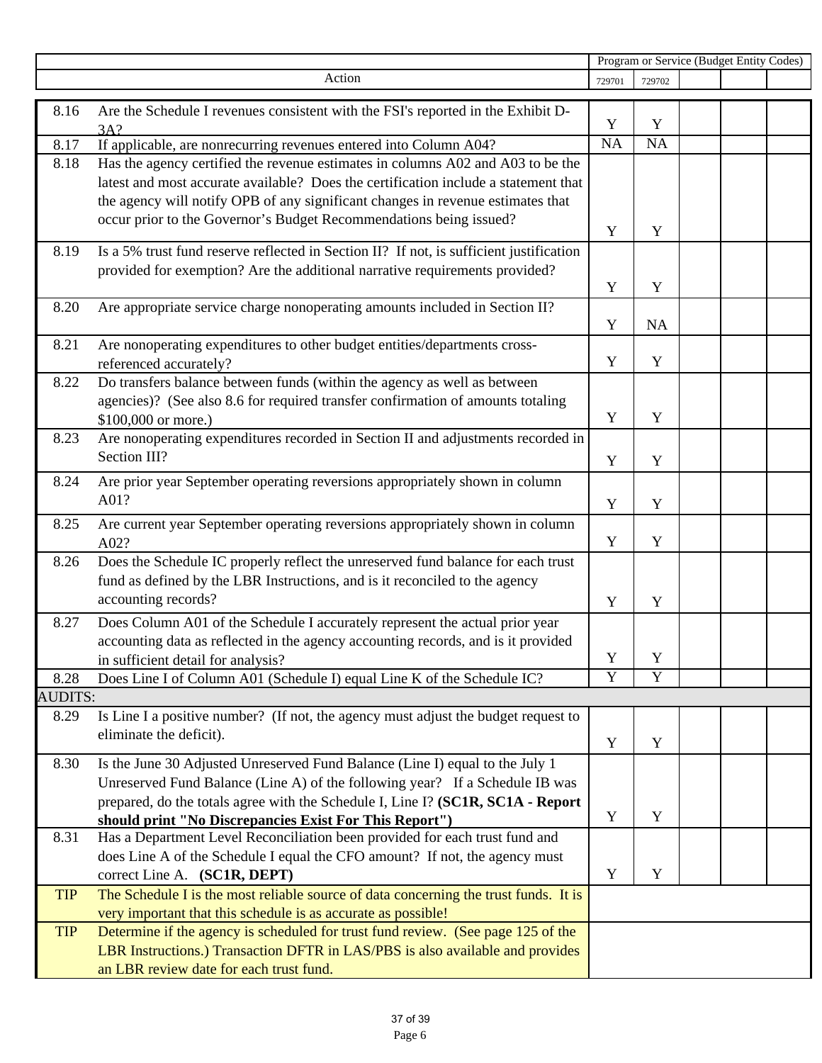| | Action | Program or Service (Budget Entity Codes) | | | | |
|---|---|---|---|---|---|---|
| | | 729701 | 729702 | | | |
| 8.16 | Are the Schedule I revenues consistent with the FSI's reported in the Exhibit D-3A? | Y | Y | | | |
| 8.17 | If applicable, are nonrecurring revenues entered into Column A04? | NA | NA | | | |
| 8.18 | Has the agency certified the revenue estimates in columns A02 and A03 to be the latest and most accurate available? Does the certification include a statement that the agency will notify OPB of any significant changes in revenue estimates that occur prior to the Governor's Budget Recommendations being issued? | Y | Y | | | |
| 8.19 | Is a 5% trust fund reserve reflected in Section II? If not, is sufficient justification provided for exemption? Are the additional narrative requirements provided? | Y | Y | | | |
| 8.20 | Are appropriate service charge nonoperating amounts included in Section II? | Y | NA | | | |
| 8.21 | Are nonoperating expenditures to other budget entities/departments cross-referenced accurately? | Y | Y | | | |
| 8.22 | Do transfers balance between funds (within the agency as well as between agencies)? (See also 8.6 for required transfer confirmation of amounts totaling $100,000 or more.) | Y | Y | | | |
| 8.23 | Are nonoperating expenditures recorded in Section II and adjustments recorded in Section III? | Y | Y | | | |
| 8.24 | Are prior year September operating reversions appropriately shown in column A01? | Y | Y | | | |
| 8.25 | Are current year September operating reversions appropriately shown in column A02? | Y | Y | | | |
| 8.26 | Does the Schedule IC properly reflect the unreserved fund balance for each trust fund as defined by the LBR Instructions, and is it reconciled to the agency accounting records? | Y | Y | | | |
| 8.27 | Does Column A01 of the Schedule I accurately represent the actual prior year accounting data as reflected in the agency accounting records, and is it provided in sufficient detail for analysis? | Y | Y | | | |
| 8.28 | Does Line I of Column A01 (Schedule I) equal Line K of the Schedule IC? | Y | Y | | | |
| AUDITS: | | | | | | |
| 8.29 | Is Line I a positive number? (If not, the agency must adjust the budget request to eliminate the deficit). | Y | Y | | | |
| 8.30 | Is the June 30 Adjusted Unreserved Fund Balance (Line I) equal to the July 1 Unreserved Fund Balance (Line A) of the following year? If a Schedule IB was prepared, do the totals agree with the Schedule I, Line I? **(SC1R, SC1A - Report should print "No Discrepancies Exist For This Report")** | Y | Y | | | |
| 8.31 | Has a Department Level Reconciliation been provided for each trust fund and does Line A of the Schedule I equal the CFO amount? If not, the agency must correct Line A. **(SC1R, DEPT)** | Y | Y | | | |
| TIP | The Schedule I is the most reliable source of data concerning the trust funds. It is very important that this schedule is as accurate as possible! | | | | | |
| TIP | Determine if the agency is scheduled for trust fund review. (See page 125 of the LBR Instructions.) Transaction DFTR in LAS/PBS is also available and provides an LBR review date for each trust fund. | | | | | |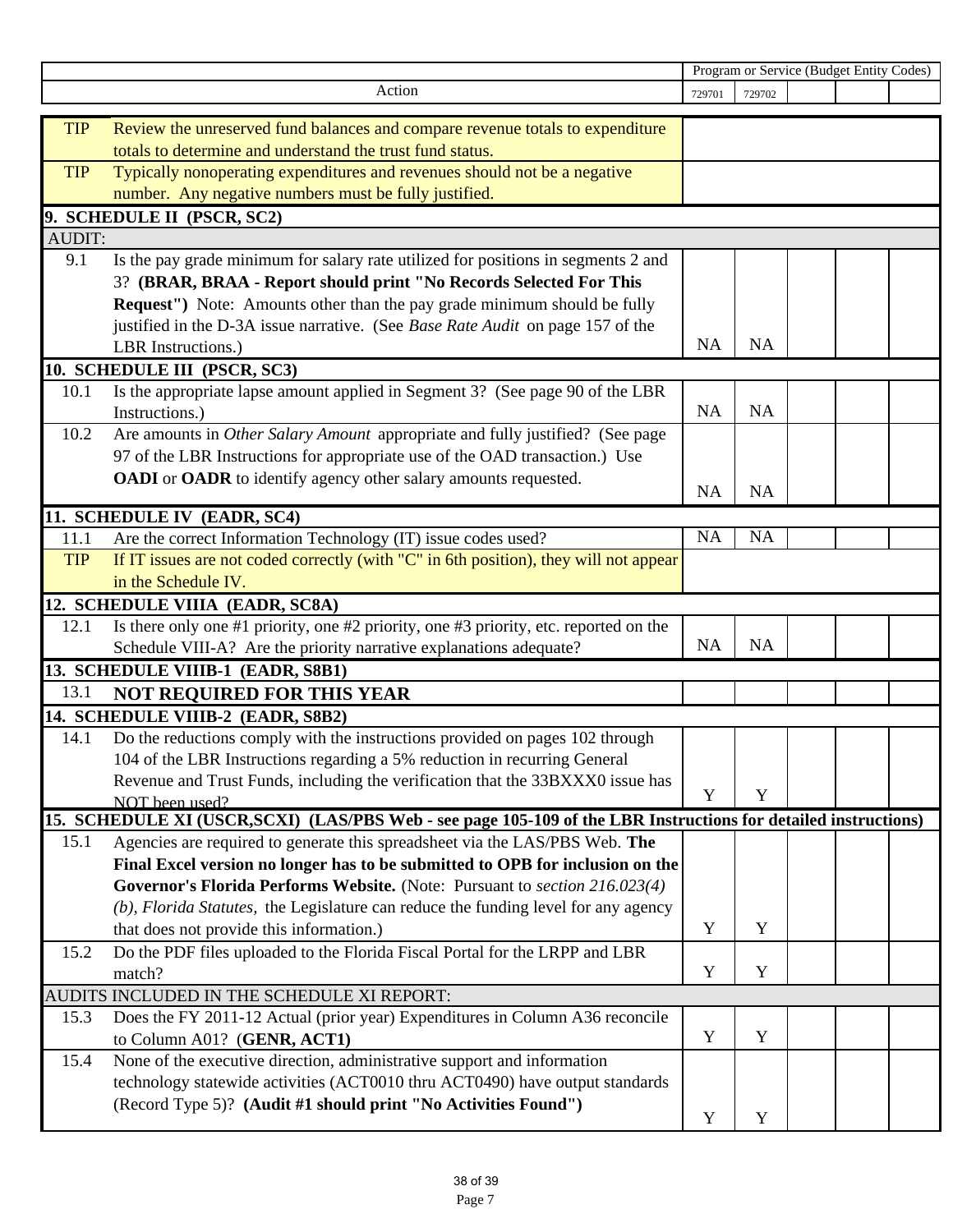| | Action | 729701 | 729702 | | | |
|---|---|---|---|---|---|---|
| | | **Program or Service (Budget Entity Codes)** | | | | |
| TIP | Review the unreserved fund balances and compare revenue totals to expenditure totals to determine and understand the trust fund status. | | | | | |
| TIP | Typically nonoperating expenditures and revenues should not be a negative number. Any negative numbers must be fully justified. | | | | | |
| **9. SCHEDULE II (PSCR, SC2)** | | | | | | |
| AUDIT: | | | | | | |
| 9.1 | Is the pay grade minimum for salary rate utilized for positions in segments 2 and 3? **(BRAR, BRAA - Report should print "No Records Selected For This Request")** Note: Amounts other than the pay grade minimum should be fully justified in the D-3A issue narrative. (See *Base Rate Audit* on page 157 of the LBR Instructions.) | NA | NA | | | |
| **10. SCHEDULE III (PSCR, SC3)** | | | | | | |
| 10.1 | Is the appropriate lapse amount applied in Segment 3? (See page 90 of the LBR Instructions.) | NA | NA | | | |
| 10.2 | Are amounts in *Other Salary Amount* appropriate and fully justified? (See page 97 of the LBR Instructions for appropriate use of the OAD transaction.) Use **OADI** or **OADR** to identify agency other salary amounts requested. | NA | NA | | | |
| **11. SCHEDULE IV (EADR, SC4)** | | | | | | |
| 11.1 | Are the correct Information Technology (IT) issue codes used? | NA | NA | | | |
| TIP | If IT issues are not coded correctly (with "C" in 6th position), they will not appear in the Schedule IV. | | | | | |
| **12. SCHEDULE VIIIA (EADR, SC8A)** | | | | | | |
| 12.1 | Is there only one #1 priority, one #2 priority, one #3 priority, etc. reported on the Schedule VIII-A? Are the priority narrative explanations adequate? | NA | NA | | | |
| **13. SCHEDULE VIIIB-1 (EADR, S8B1)** | | | | | | |
| 13.1 | **NOT REQUIRED FOR THIS YEAR** | | | | | |
| **14. SCHEDULE VIIIB-2 (EADR, S8B2)** | | | | | | |
| 14.1 | Do the reductions comply with the instructions provided on pages 102 through 104 of the LBR Instructions regarding a 5% reduction in recurring General Revenue and Trust Funds, including the verification that the 33BXXX0 issue has NOT been used? | Y | Y | | | |
| **15. SCHEDULE XI (USCR,SCXI) (LAS/PBS Web - see page 105-109 of the LBR Instructions for detailed instructions)** | | | | | | |
| 15.1 | Agencies are required to generate this spreadsheet via the LAS/PBS Web. **The Final Excel version no longer has to be submitted to OPB for inclusion on the Governor's Florida Performs Website.** (Note: Pursuant to *section 216.023(4)(b), Florida Statutes,* the Legislature can reduce the funding level for any agency that does not provide this information.) | Y | Y | | | |
| 15.2 | Do the PDF files uploaded to the Florida Fiscal Portal for the LRPP and LBR match? | Y | Y | | | |
| AUDITS INCLUDED IN THE SCHEDULE XI REPORT: | | | | | | |
| 15.3 | Does the FY 2011-12 Actual (prior year) Expenditures in Column A36 reconcile to Column A01? (**GENR, ACT1**) | Y | Y | | | |
| 15.4 | None of the executive direction, administrative support and information technology statewide activities (ACT0010 thru ACT0490) have output standards (Record Type 5)? **(Audit #1 should print "No Activities Found")** | Y | Y | | | |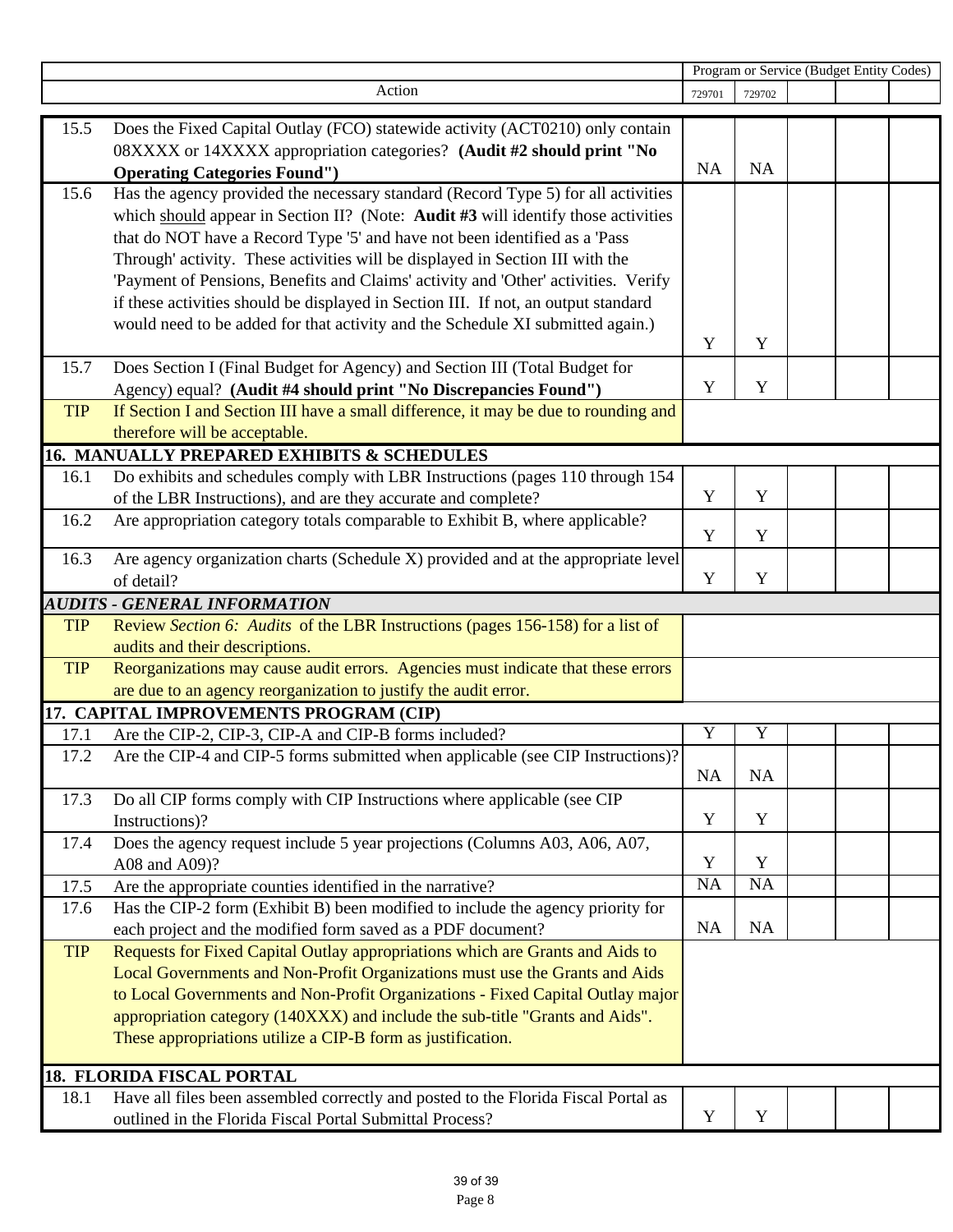| | Action | Program or Service (Budget Entity Codes) | | | | |
|---|---|---|---|---|---|---|
| | | 729701 | 729702 | | | |
| 15.5 | Does the Fixed Capital Outlay (FCO) statewide activity (ACT0210) only contain 08XXXX or 14XXXX appropriation categories? **(Audit #2 should print "No Operating Categories Found")** | NA | NA | | | |
| 15.6 | Has the agency provided the necessary standard (Record Type 5) for all activities which should appear in Section II? (Note: **Audit #3** will identify those activities that do NOT have a Record Type '5' and have not been identified as a 'Pass Through' activity. These activities will be displayed in Section III with the 'Payment of Pensions, Benefits and Claims' activity and 'Other' activities. Verify if these activities should be displayed in Section III. If not, an output standard would need to be added for that activity and the Schedule XI submitted again.) | Y | Y | | | |
| 15.7 | Does Section I (Final Budget for Agency) and Section III (Total Budget for Agency) equal? **(Audit #4 should print "No Discrepancies Found")** | Y | Y | | | |
| TIP | If Section I and Section III have a small difference, it may be due to rounding and therefore will be acceptable. | | | | | |
| **16. MANUALLY PREPARED EXHIBITS & SCHEDULES** | | | | | | |
| 16.1 | Do exhibits and schedules comply with LBR Instructions (pages 110 through 154 of the LBR Instructions), and are they accurate and complete? | Y | Y | | | |
| 16.2 | Are appropriation category totals comparable to Exhibit B, where applicable? | Y | Y | | | |
| 16.3 | Are agency organization charts (Schedule X) provided and at the appropriate level of detail? | Y | Y | | | |
| ***AUDITS - GENERAL INFORMATION*** | | | | | | |
| TIP | Review *Section 6: Audits* of the LBR Instructions (pages 156-158) for a list of audits and their descriptions. | | | | | |
| TIP | Reorganizations may cause audit errors. Agencies must indicate that these errors are due to an agency reorganization to justify the audit error. | | | | | |
| **17. CAPITAL IMPROVEMENTS PROGRAM (CIP)** | | | | | | |
| 17.1 | Are the CIP-2, CIP-3, CIP-A and CIP-B forms included? | Y | Y | | | |
| 17.2 | Are the CIP-4 and CIP-5 forms submitted when applicable (see CIP Instructions)? | NA | NA | | | |
| 17.3 | Do all CIP forms comply with CIP Instructions where applicable (see CIP Instructions)? | Y | Y | | | |
| 17.4 | Does the agency request include 5 year projections (Columns A03, A06, A07, A08 and A09)? | Y | Y | | | |
| 17.5 | Are the appropriate counties identified in the narrative? | NA | NA | | | |
| 17.6 | Has the CIP-2 form (Exhibit B) been modified to include the agency priority for each project and the modified form saved as a PDF document? | NA | NA | | | |
| TIP | Requests for Fixed Capital Outlay appropriations which are Grants and Aids to Local Governments and Non-Profit Organizations must use the Grants and Aids to Local Governments and Non-Profit Organizations - Fixed Capital Outlay major appropriation category (140XXX) and include the sub-title "Grants and Aids". These appropriations utilize a CIP-B form as justification. | | | | | |
| **18. FLORIDA FISCAL PORTAL** | | | | | | |
| 18.1 | Have all files been assembled correctly and posted to the Florida Fiscal Portal as outlined in the Florida Fiscal Portal Submittal Process? | Y | Y | | | |